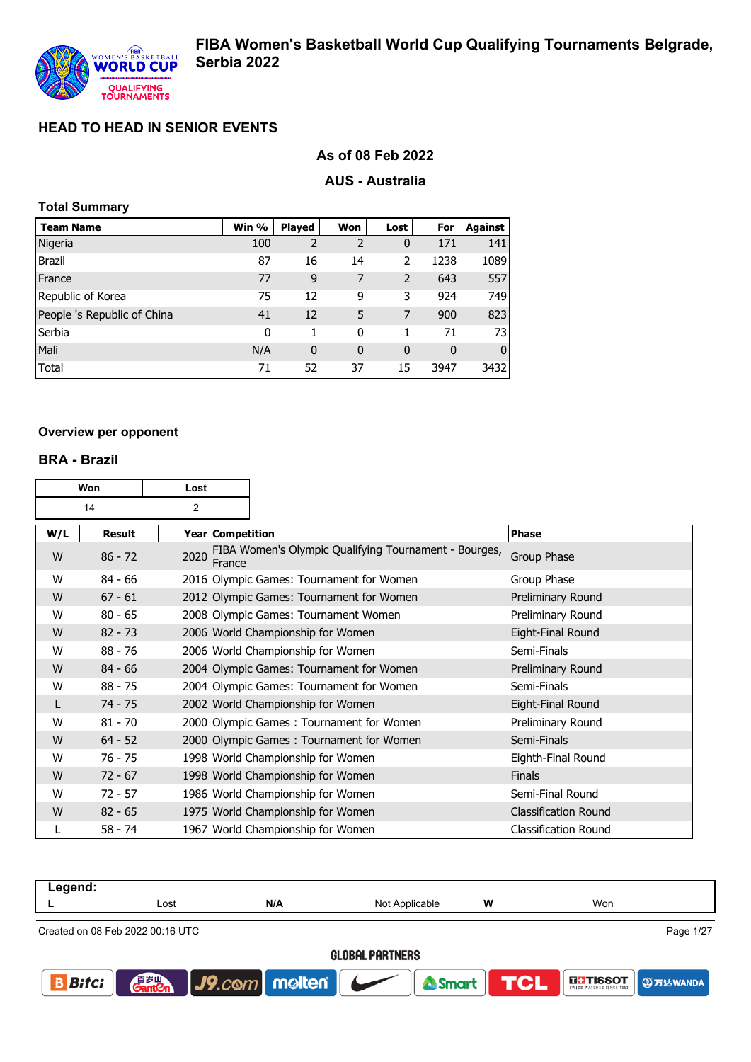# FIBA Women's Basketball World Cup Qualifying Tournaments Belgrade, Serbia 2022

## HEAD TO HEAD IN SENIOR EVENTS

### As of 08 Feb 2022

### AUS - Australia

**Total Summary**

| Team Name | Win % | Played | Won | Lost | For | Against |
|---|---|---|---|---|---|---|
| Nigeria | 100 | 2 | 2 | 0 | 171 | 141 |
| Brazil | 87 | 16 | 14 | 2 | 1238 | 1089 |
| France | 77 | 9 | 7 | 2 | 643 | 557 |
| Republic of Korea | 75 | 12 | 9 | 3 | 924 | 749 |
| People 's Republic of China | 41 | 12 | 5 | 7 | 900 | 823 |
| Serbia | 0 | 1 | 0 | 1 | 71 | 73 |
| Mali | N/A | 0 | 0 | 0 | 0 | 0 |
| Total | 71 | 52 | 37 | 15 | 3947 | 3432 |

**Overview per opponent**

### BRA - Brazil

| Won | Lost |
|---|---|
| 14 | 2 |

| W/L | Result | Year | Competition | Phase |
|---|---|---|---|---|
| W | 86 - 72 | 2020 | FIBA Women's Olympic Qualifying Tournament - Bourges, France | Group Phase |
| W | 84 - 66 | 2016 | Olympic Games: Tournament for Women | Group Phase |
| W | 67 - 61 | 2012 | Olympic Games: Tournament for Women | Preliminary Round |
| W | 80 - 65 | 2008 | Olympic Games: Tournament Women | Preliminary Round |
| W | 82 - 73 | 2006 | World Championship for Women | Eight-Final Round |
| W | 88 - 76 | 2006 | World Championship for Women | Semi-Finals |
| W | 84 - 66 | 2004 | Olympic Games: Tournament for Women | Preliminary Round |
| W | 88 - 75 | 2004 | Olympic Games: Tournament for Women | Semi-Finals |
| L | 74 - 75 | 2002 | World Championship for Women | Eight-Final Round |
| W | 81 - 70 | 2000 | Olympic Games : Tournament for Women | Preliminary Round |
| W | 64 - 52 | 2000 | Olympic Games : Tournament for Women | Semi-Finals |
| W | 76 - 75 | 1998 | World Championship for Women | Eighth-Final Round |
| W | 72 - 67 | 1998 | World Championship for Women | Finals |
| W | 72 - 57 | 1986 | World Championship for Women | Semi-Final Round |
| W | 82 - 65 | 1975 | World Championship for Women | Classification Round |
| L | 58 - 74 | 1967 | World Championship for Women | Classification Round |

**Legend:**

| L | Lost | N/A | Not Applicable | W | Won |
|---|---|---|---|---|---|

Created on 08 Feb 2022 00:16 UTC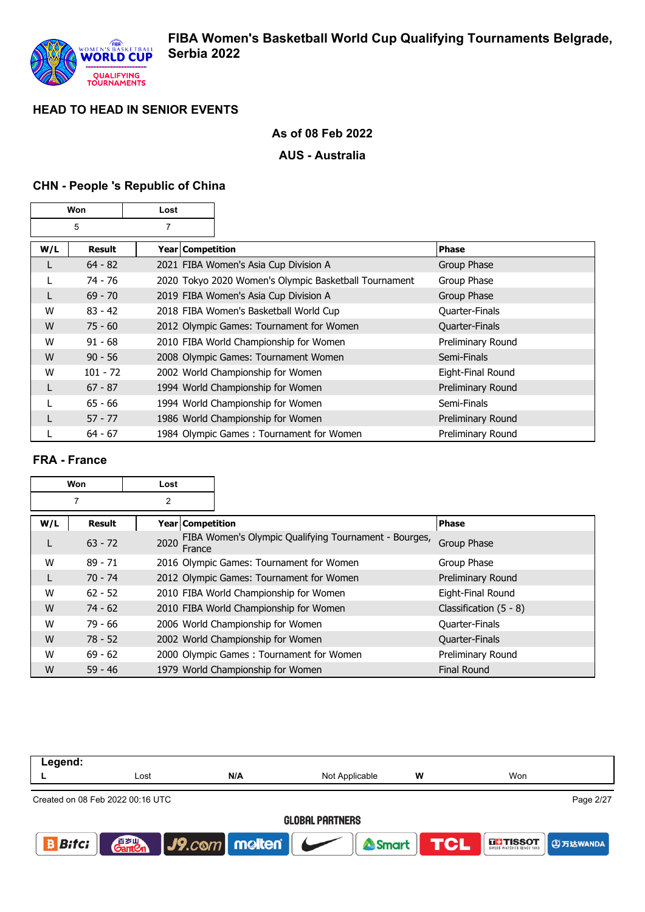# FIBA Women's Basketball World Cup Qualifying Tournaments Belgrade, Serbia 2022

## HEAD TO HEAD IN SENIOR EVENTS

**As of 08 Feb 2022**

**AUS - Australia**

### CHN - People 's Republic of China

| Won | Lost |
|---|---|
| 5 | 7 |

| W/L | Result | Year | Competition | Phase |
|---|---|---|---|---|
| L | 64 - 82 | 2021 | FIBA Women's Asia Cup Division A | Group Phase |
| L | 74 - 76 | 2020 | Tokyo 2020 Women's Olympic Basketball Tournament | Group Phase |
| L | 69 - 70 | 2019 | FIBA Women's Asia Cup Division A | Group Phase |
| W | 83 - 42 | 2018 | FIBA Women's Basketball World Cup | Quarter-Finals |
| W | 75 - 60 | 2012 | Olympic Games: Tournament for Women | Quarter-Finals |
| W | 91 - 68 | 2010 | FIBA World Championship for Women | Preliminary Round |
| W | 90 - 56 | 2008 | Olympic Games: Tournament Women | Semi-Finals |
| W | 101 - 72 | 2002 | World Championship for Women | Eight-Final Round |
| L | 67 - 87 | 1994 | World Championship for Women | Preliminary Round |
| L | 65 - 66 | 1994 | World Championship for Women | Semi-Finals |
| L | 57 - 77 | 1986 | World Championship for Women | Preliminary Round |
| L | 64 - 67 | 1984 | Olympic Games : Tournament for Women | Preliminary Round |

### FRA - France

| Won | Lost |
|---|---|
| 7 | 2 |

| W/L | Result | Year | Competition | Phase |
|---|---|---|---|---|
| L | 63 - 72 | 2020 | FIBA Women's Olympic Qualifying Tournament - Bourges, France | Group Phase |
| W | 89 - 71 | 2016 | Olympic Games: Tournament for Women | Group Phase |
| L | 70 - 74 | 2012 | Olympic Games: Tournament for Women | Preliminary Round |
| W | 62 - 52 | 2010 | FIBA World Championship for Women | Eight-Final Round |
| W | 74 - 62 | 2010 | FIBA World Championship for Women | Classification (5 - 8) |
| W | 79 - 66 | 2006 | World Championship for Women | Quarter-Finals |
| W | 78 - 52 | 2002 | World Championship for Women | Quarter-Finals |
| W | 69 - 62 | 2000 | Olympic Games : Tournament for Women | Preliminary Round |
| W | 59 - 46 | 1979 | World Championship for Women | Final Round |

**Legend:**

| | | | | | |
|---|---|---|---|---|---|
| **L** | Lost | **N/A** | Not Applicable | **W** | Won |

Created on 08 Feb 2022 00:16 UTC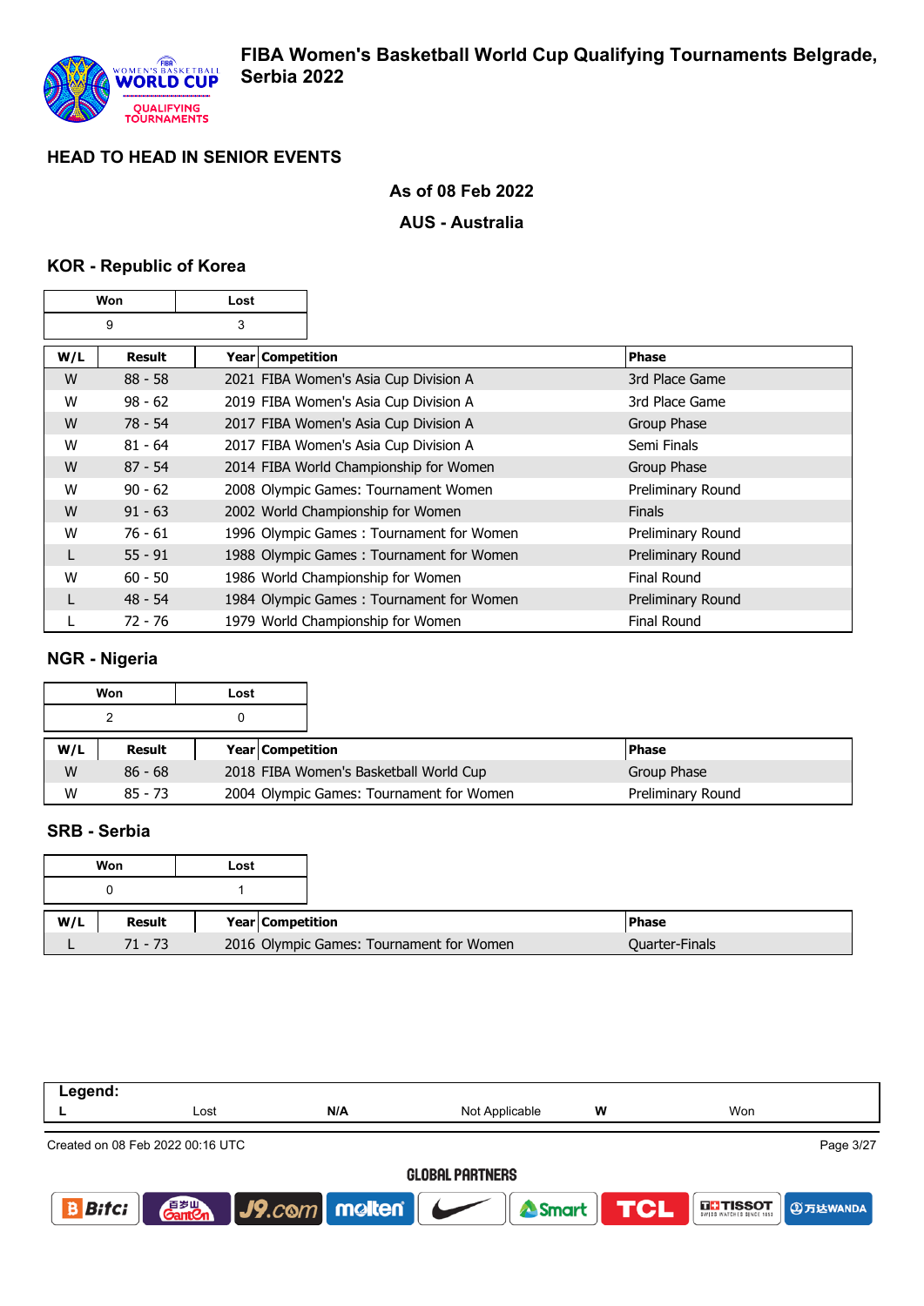# FIBA Women's Basketball World Cup Qualifying Tournaments Belgrade, Serbia 2022

## HEAD TO HEAD IN SENIOR EVENTS

**As of 08 Feb 2022**

**AUS - Australia**

### KOR - Republic of Korea

| Won | Lost |
|---|---|
| 9 | 3 |

| W/L | Result | Year | Competition | Phase |
|---|---|---|---|---|
| W | 88 - 58 | 2021 | FIBA Women's Asia Cup Division A | 3rd Place Game |
| W | 98 - 62 | 2019 | FIBA Women's Asia Cup Division A | 3rd Place Game |
| W | 78 - 54 | 2017 | FIBA Women's Asia Cup Division A | Group Phase |
| W | 81 - 64 | 2017 | FIBA Women's Asia Cup Division A | Semi Finals |
| W | 87 - 54 | 2014 | FIBA World Championship for Women | Group Phase |
| W | 90 - 62 | 2008 | Olympic Games: Tournament Women | Preliminary Round |
| W | 91 - 63 | 2002 | World Championship for Women | Finals |
| W | 76 - 61 | 1996 | Olympic Games : Tournament for Women | Preliminary Round |
| L | 55 - 91 | 1988 | Olympic Games : Tournament for Women | Preliminary Round |
| W | 60 - 50 | 1986 | World Championship for Women | Final Round |
| L | 48 - 54 | 1984 | Olympic Games : Tournament for Women | Preliminary Round |
| L | 72 - 76 | 1979 | World Championship for Women | Final Round |

### NGR - Nigeria

| Won | Lost |
|---|---|
| 2 | 0 |

| W/L | Result | Year | Competition | Phase |
|---|---|---|---|---|
| W | 86 - 68 | 2018 | FIBA Women's Basketball World Cup | Group Phase |
| W | 85 - 73 | 2004 | Olympic Games: Tournament for Women | Preliminary Round |

### SRB - Serbia

| Won | Lost |
|---|---|
| 0 | 1 |

| W/L | Result | Year | Competition | Phase |
|---|---|---|---|---|
| L | 71 - 73 | 2016 | Olympic Games: Tournament for Women | Quarter-Finals |

**Legend:**

| | | | | | |
|---|---|---|---|---|---|
| **L** | Lost | **N/A** | Not Applicable | **W** | Won |

Created on 08 Feb 2022 00:16 UTC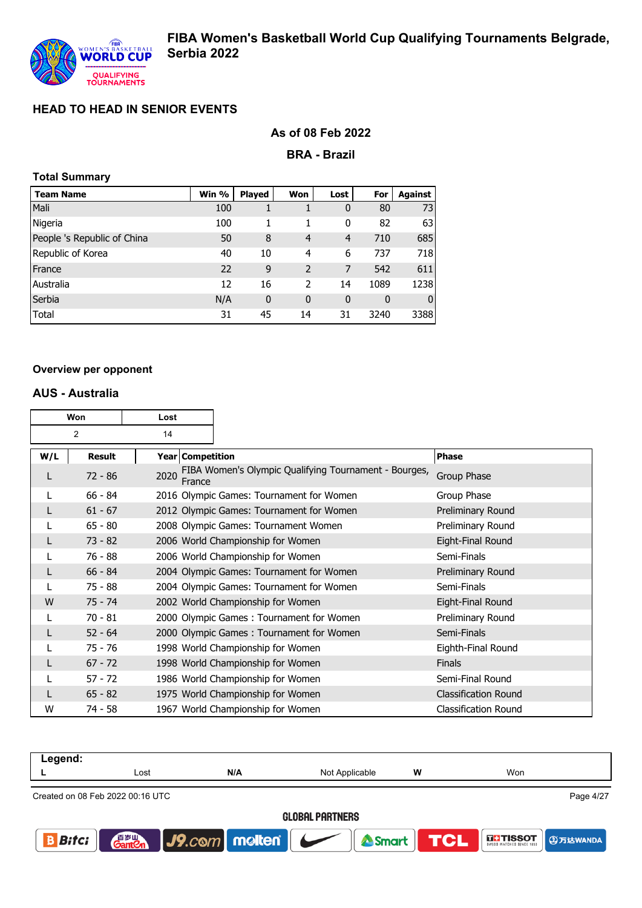# FIBA Women's Basketball World Cup Qualifying Tournaments Belgrade, Serbia 2022

## HEAD TO HEAD IN SENIOR EVENTS

### As of 08 Feb 2022

### BRA - Brazil

**Total Summary**

| Team Name | Win % | Played | Won | Lost | For | Against |
|---|---|---|---|---|---|---|
| Mali | 100 | 1 | 1 | 0 | 80 | 73 |
| Nigeria | 100 | 1 | 1 | 0 | 82 | 63 |
| People 's Republic of China | 50 | 8 | 4 | 4 | 710 | 685 |
| Republic of Korea | 40 | 10 | 4 | 6 | 737 | 718 |
| France | 22 | 9 | 2 | 7 | 542 | 611 |
| Australia | 12 | 16 | 2 | 14 | 1089 | 1238 |
| Serbia | N/A | 0 | 0 | 0 | 0 | 0 |
| Total | 31 | 45 | 14 | 31 | 3240 | 3388 |

**Overview per opponent**

### AUS - Australia

| Won | Lost |
|---|---|
| 2 | 14 |

| W/L | Result | Year | Competition | Phase |
|---|---|---|---|---|
| L | 72 - 86 | 2020 | FIBA Women's Olympic Qualifying Tournament - Bourges, France | Group Phase |
| L | 66 - 84 | 2016 | Olympic Games: Tournament for Women | Group Phase |
| L | 61 - 67 | 2012 | Olympic Games: Tournament for Women | Preliminary Round |
| L | 65 - 80 | 2008 | Olympic Games: Tournament Women | Preliminary Round |
| L | 73 - 82 | 2006 | World Championship for Women | Eight-Final Round |
| L | 76 - 88 | 2006 | World Championship for Women | Semi-Finals |
| L | 66 - 84 | 2004 | Olympic Games: Tournament for Women | Preliminary Round |
| L | 75 - 88 | 2004 | Olympic Games: Tournament for Women | Semi-Finals |
| W | 75 - 74 | 2002 | World Championship for Women | Eight-Final Round |
| L | 70 - 81 | 2000 | Olympic Games : Tournament for Women | Preliminary Round |
| L | 52 - 64 | 2000 | Olympic Games : Tournament for Women | Semi-Finals |
| L | 75 - 76 | 1998 | World Championship for Women | Eighth-Final Round |
| L | 67 - 72 | 1998 | World Championship for Women | Finals |
| L | 57 - 72 | 1986 | World Championship for Women | Semi-Final Round |
| L | 65 - 82 | 1975 | World Championship for Women | Classification Round |
| W | 74 - 58 | 1967 | World Championship for Women | Classification Round |

**Legend:**

| | | | | | |
|---|---|---|---|---|---|
| **L** | Lost | **N/A** | Not Applicable | **W** | Won |

Created on 08 Feb 2022 00:16 UTC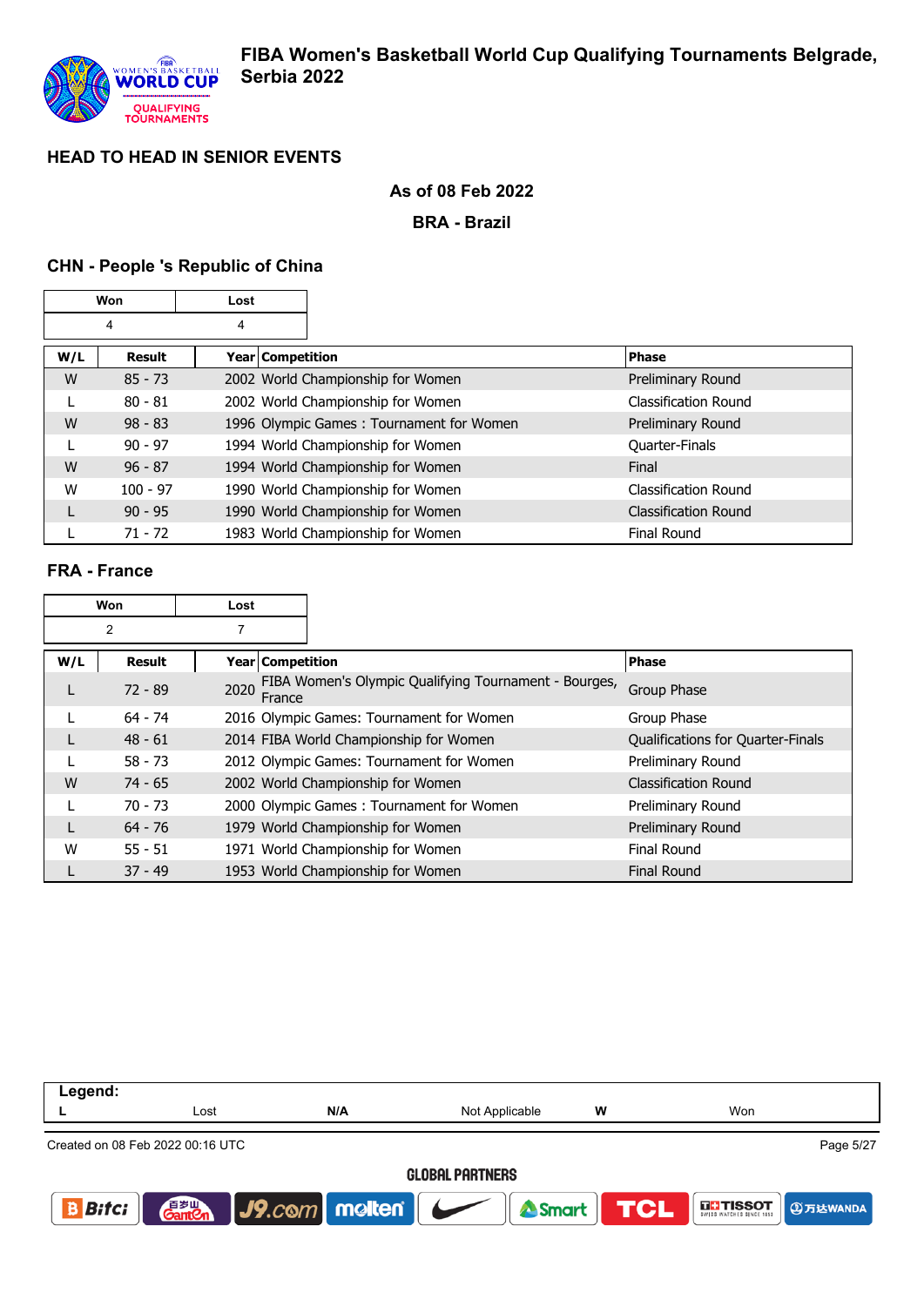# FIBA Women's Basketball World Cup Qualifying Tournaments Belgrade, Serbia 2022

## HEAD TO HEAD IN SENIOR EVENTS

**As of 08 Feb 2022**

**BRA - Brazil**

### CHN - People 's Republic of China

| Won | Lost |
|---|---|
| 4 | 4 |

| W/L | Result | Year | Competition | Phase |
|---|---|---|---|---|
| W | 85 - 73 | 2002 | World Championship for Women | Preliminary Round |
| L | 80 - 81 | 2002 | World Championship for Women | Classification Round |
| W | 98 - 83 | 1996 | Olympic Games : Tournament for Women | Preliminary Round |
| L | 90 - 97 | 1994 | World Championship for Women | Quarter-Finals |
| W | 96 - 87 | 1994 | World Championship for Women | Final |
| W | 100 - 97 | 1990 | World Championship for Women | Classification Round |
| L | 90 - 95 | 1990 | World Championship for Women | Classification Round |
| L | 71 - 72 | 1983 | World Championship for Women | Final Round |

### FRA - France

| Won | Lost |
|---|---|
| 2 | 7 |

| W/L | Result | Year | Competition | Phase |
|---|---|---|---|---|
| L | 72 - 89 | 2020 | FIBA Women's Olympic Qualifying Tournament - Bourges, France | Group Phase |
| L | 64 - 74 | 2016 | Olympic Games: Tournament for Women | Group Phase |
| L | 48 - 61 | 2014 | FIBA World Championship for Women | Qualifications for Quarter-Finals |
| L | 58 - 73 | 2012 | Olympic Games: Tournament for Women | Preliminary Round |
| W | 74 - 65 | 2002 | World Championship for Women | Classification Round |
| L | 70 - 73 | 2000 | Olympic Games : Tournament for Women | Preliminary Round |
| L | 64 - 76 | 1979 | World Championship for Women | Preliminary Round |
| W | 55 - 51 | 1971 | World Championship for Women | Final Round |
| L | 37 - 49 | 1953 | World Championship for Women | Final Round |

**Legend:**

| L | Lost | N/A | Not Applicable | W | Won |
|---|---|---|---|---|---|

Created on 08 Feb 2022 00:16 UTC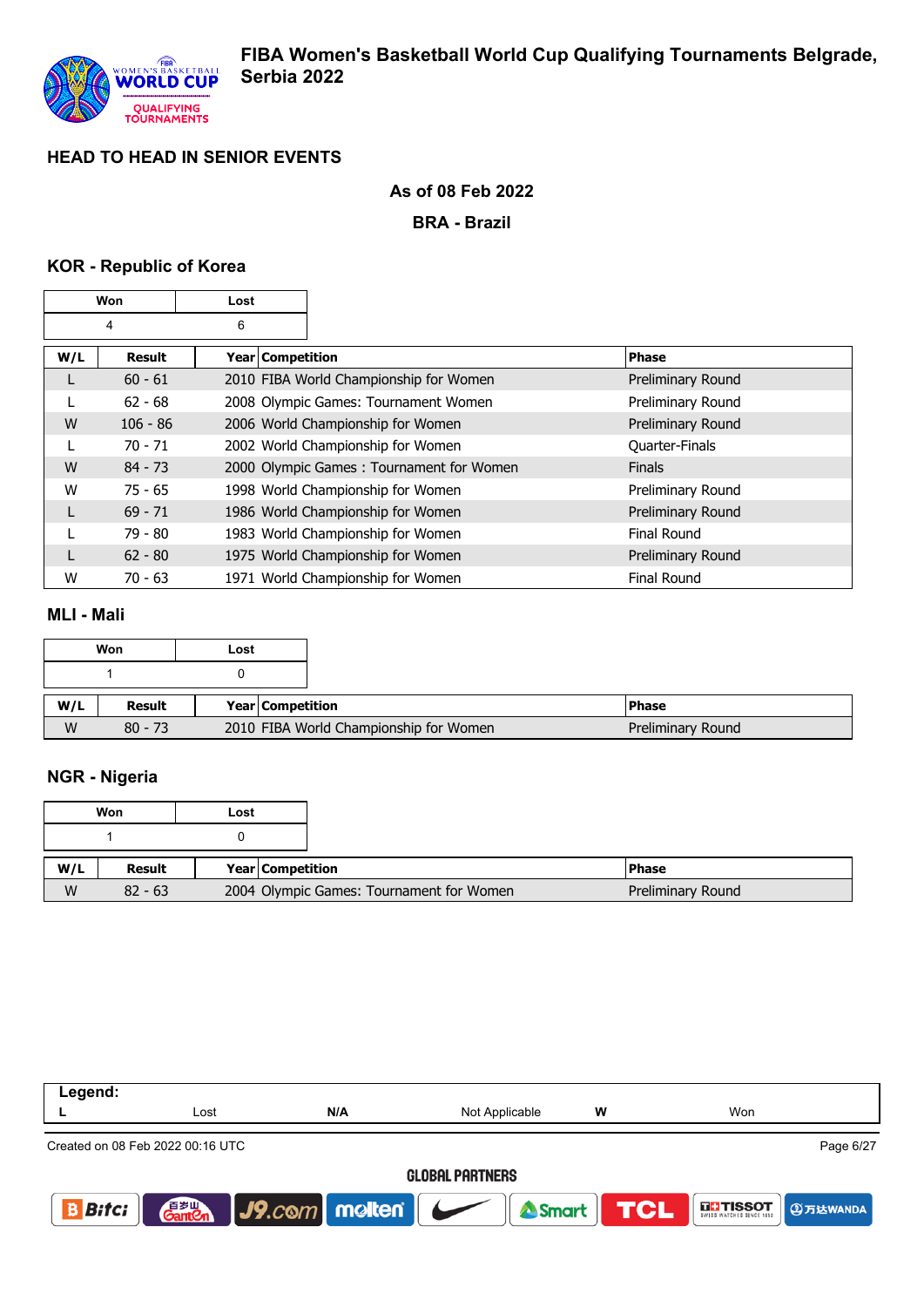## HEAD TO HEAD IN SENIOR EVENTS

**As of 08 Feb 2022**

**BRA - Brazil**

### KOR - Republic of Korea

| Won | Lost |
|---|---|
| 4 | 6 |

| W/L | Result | Year | Competition | Phase |
|---|---|---|---|---|
| L | 60 - 61 | 2010 | FIBA World Championship for Women | Preliminary Round |
| L | 62 - 68 | 2008 | Olympic Games: Tournament Women | Preliminary Round |
| W | 106 - 86 | 2006 | World Championship for Women | Preliminary Round |
| L | 70 - 71 | 2002 | World Championship for Women | Quarter-Finals |
| W | 84 - 73 | 2000 | Olympic Games : Tournament for Women | Finals |
| W | 75 - 65 | 1998 | World Championship for Women | Preliminary Round |
| L | 69 - 71 | 1986 | World Championship for Women | Preliminary Round |
| L | 79 - 80 | 1983 | World Championship for Women | Final Round |
| L | 62 - 80 | 1975 | World Championship for Women | Preliminary Round |
| W | 70 - 63 | 1971 | World Championship for Women | Final Round |

### MLI - Mali

| Won | Lost |
|---|---|
| 1 | 0 |

| W/L | Result | Year | Competition | Phase |
|---|---|---|---|---|
| W | 80 - 73 | 2010 | FIBA World Championship for Women | Preliminary Round |

### NGR - Nigeria

| Won | Lost |
|---|---|
| 1 | 0 |

| W/L | Result | Year | Competition | Phase |
|---|---|---|---|---|
| W | 82 - 63 | 2004 | Olympic Games: Tournament for Women | Preliminary Round |

**Legend:**

| L | Lost | N/A | Not Applicable | W | Won |
|---|---|---|---|---|---|

Created on 08 Feb 2022 00:16 UTC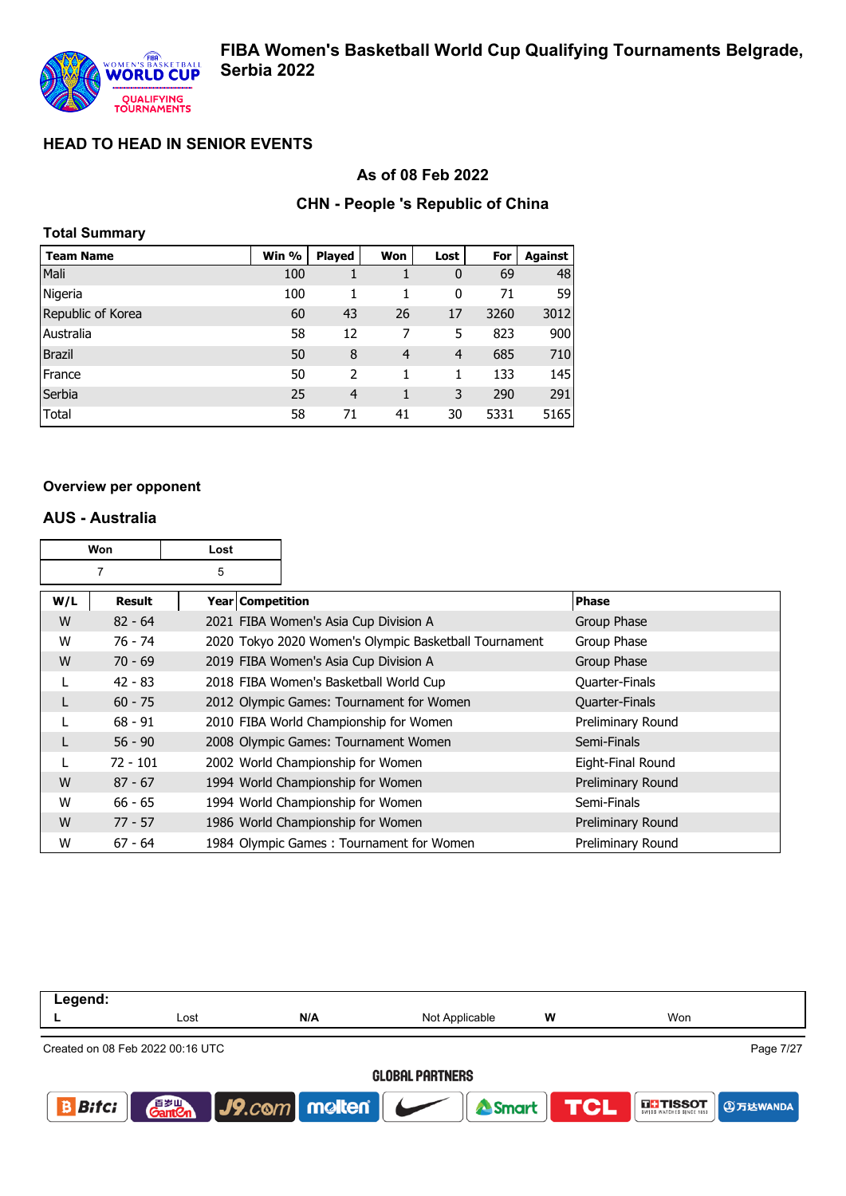# FIBA Women's Basketball World Cup Qualifying Tournaments Belgrade, Serbia 2022

## HEAD TO HEAD IN SENIOR EVENTS

### As of 08 Feb 2022

### CHN - People 's Republic of China

**Total Summary**

| Team Name | Win % | Played | Won | Lost | For | Against |
|---|---|---|---|---|---|---|
| Mali | 100 | 1 | 1 | 0 | 69 | 48 |
| Nigeria | 100 | 1 | 1 | 0 | 71 | 59 |
| Republic of Korea | 60 | 43 | 26 | 17 | 3260 | 3012 |
| Australia | 58 | 12 | 7 | 5 | 823 | 900 |
| Brazil | 50 | 8 | 4 | 4 | 685 | 710 |
| France | 50 | 2 | 1 | 1 | 133 | 145 |
| Serbia | 25 | 4 | 1 | 3 | 290 | 291 |
| Total | 58 | 71 | 41 | 30 | 5331 | 5165 |

**Overview per opponent**

### AUS - Australia

| Won | Lost |
|---|---|
| 7 | 5 |

| W/L | Result | Year | Competition | Phase |
|---|---|---|---|---|
| W | 82 - 64 | 2021 | FIBA Women's Asia Cup Division A | Group Phase |
| W | 76 - 74 | 2020 | Tokyo 2020 Women's Olympic Basketball Tournament | Group Phase |
| W | 70 - 69 | 2019 | FIBA Women's Asia Cup Division A | Group Phase |
| L | 42 - 83 | 2018 | FIBA Women's Basketball World Cup | Quarter-Finals |
| L | 60 - 75 | 2012 | Olympic Games: Tournament for Women | Quarter-Finals |
| L | 68 - 91 | 2010 | FIBA World Championship for Women | Preliminary Round |
| L | 56 - 90 | 2008 | Olympic Games: Tournament Women | Semi-Finals |
| L | 72 - 101 | 2002 | World Championship for Women | Eight-Final Round |
| W | 87 - 67 | 1994 | World Championship for Women | Preliminary Round |
| W | 66 - 65 | 1994 | World Championship for Women | Semi-Finals |
| W | 77 - 57 | 1986 | World Championship for Women | Preliminary Round |
| W | 67 - 64 | 1984 | Olympic Games : Tournament for Women | Preliminary Round |

**Legend:**

| L | Lost | N/A | Not Applicable | W | Won |
|---|---|---|---|---|---|

Created on 08 Feb 2022 00:16 UTC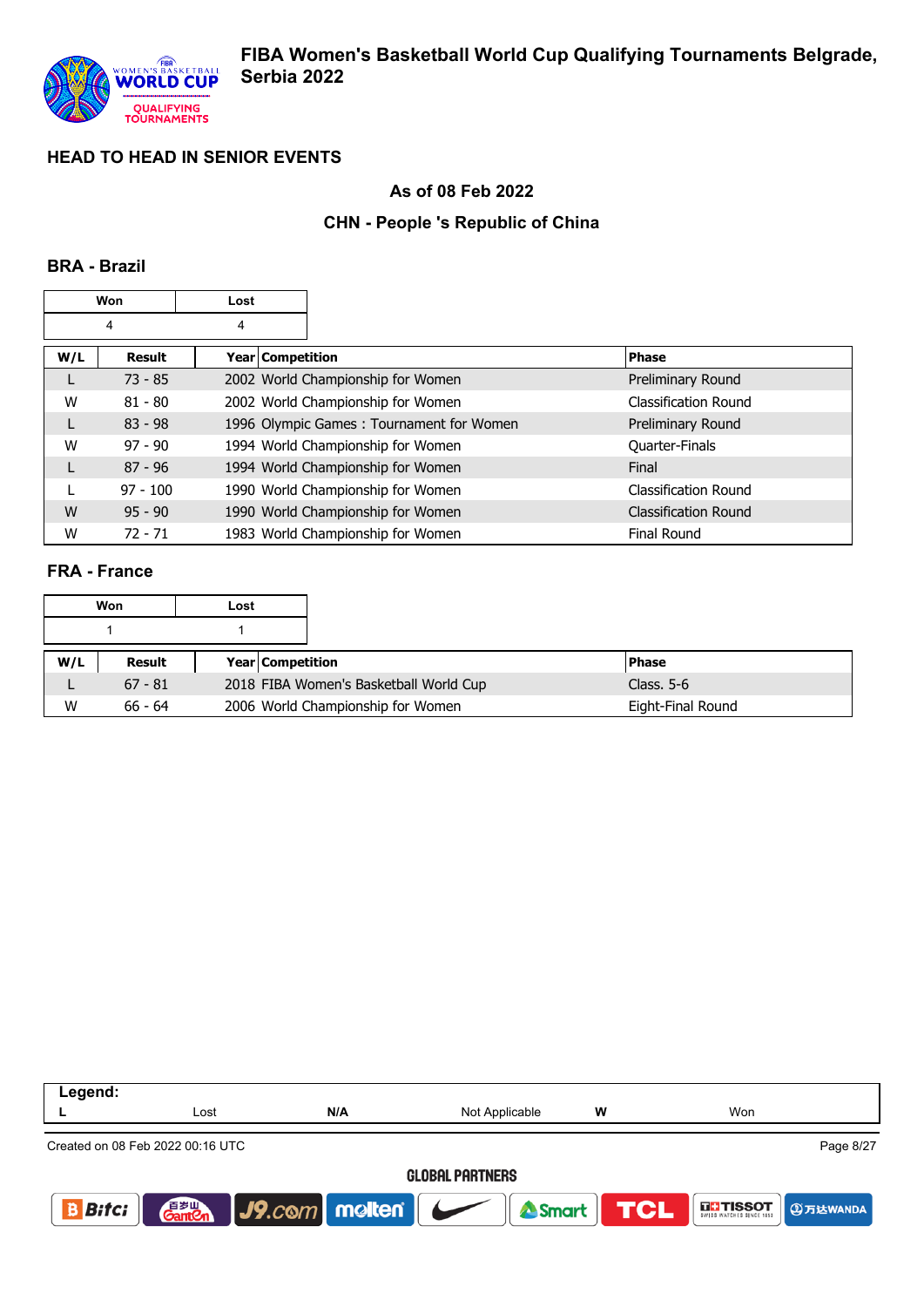## HEAD TO HEAD IN SENIOR EVENTS

### As of 08 Feb 2022

### CHN - People 's Republic of China

### BRA - Brazil

| Won | Lost |
|---|---|
| 4 | 4 |

| W/L | Result | Year | Competition | Phase |
|---|---|---|---|---|
| L | 73 - 85 | 2002 | World Championship for Women | Preliminary Round |
| W | 81 - 80 | 2002 | World Championship for Women | Classification Round |
| L | 83 - 98 | 1996 | Olympic Games : Tournament for Women | Preliminary Round |
| W | 97 - 90 | 1994 | World Championship for Women | Quarter-Finals |
| L | 87 - 96 | 1994 | World Championship for Women | Final |
| L | 97 - 100 | 1990 | World Championship for Women | Classification Round |
| W | 95 - 90 | 1990 | World Championship for Women | Classification Round |
| W | 72 - 71 | 1983 | World Championship for Women | Final Round |

### FRA - France

| Won | Lost |
|---|---|
| 1 | 1 |

| W/L | Result | Year | Competition | Phase |
|---|---|---|---|---|
| L | 67 - 81 | 2018 | FIBA Women's Basketball World Cup | Class. 5-6 |
| W | 66 - 64 | 2006 | World Championship for Women | Eight-Final Round |

**Legend:**

| L | Lost | N/A | Not Applicable | W | Won |
|---|---|---|---|---|---|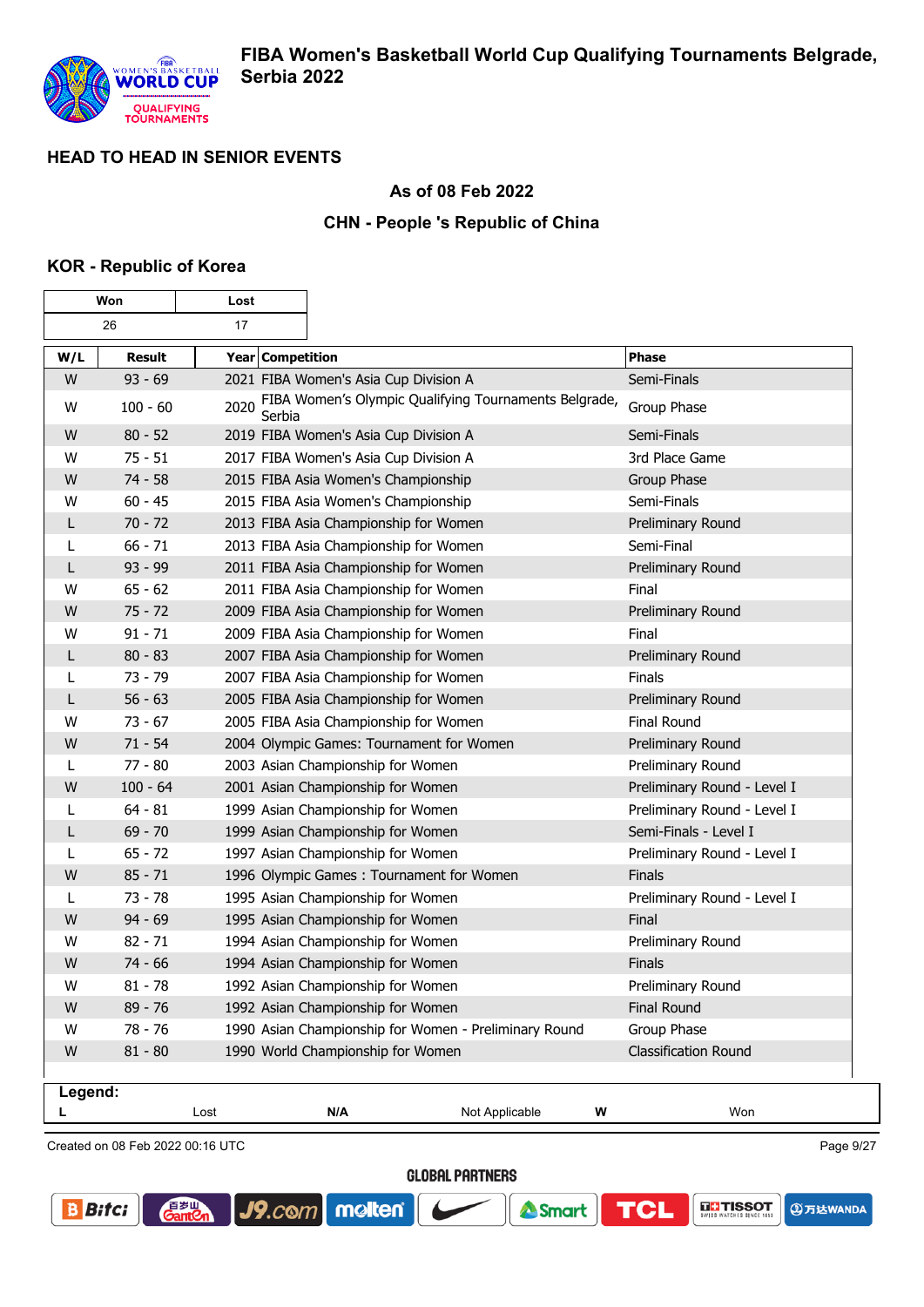# FIBA Women's Basketball World Cup Qualifying Tournaments Belgrade, Serbia 2022

## HEAD TO HEAD IN SENIOR EVENTS

### As of 08 Feb 2022

### CHN - People 's Republic of China

### KOR - Republic of Korea

| Won | Lost |
|---|---|
| 26 | 17 |

| W/L | Result | Year | Competition | Phase |
|---|---|---|---|---|
| W | 93 - 69 | 2021 | FIBA Women's Asia Cup Division A | Semi-Finals |
| W | 100 - 60 | 2020 | FIBA Women's Olympic Qualifying Tournaments Belgrade, Serbia | Group Phase |
| W | 80 - 52 | 2019 | FIBA Women's Asia Cup Division A | Semi-Finals |
| W | 75 - 51 | 2017 | FIBA Women's Asia Cup Division A | 3rd Place Game |
| W | 74 - 58 | 2015 | FIBA Asia Women's Championship | Group Phase |
| W | 60 - 45 | 2015 | FIBA Asia Women's Championship | Semi-Finals |
| L | 70 - 72 | 2013 | FIBA Asia Championship for Women | Preliminary Round |
| L | 66 - 71 | 2013 | FIBA Asia Championship for Women | Semi-Final |
| L | 93 - 99 | 2011 | FIBA Asia Championship for Women | Preliminary Round |
| W | 65 - 62 | 2011 | FIBA Asia Championship for Women | Final |
| W | 75 - 72 | 2009 | FIBA Asia Championship for Women | Preliminary Round |
| W | 91 - 71 | 2009 | FIBA Asia Championship for Women | Final |
| L | 80 - 83 | 2007 | FIBA Asia Championship for Women | Preliminary Round |
| L | 73 - 79 | 2007 | FIBA Asia Championship for Women | Finals |
| L | 56 - 63 | 2005 | FIBA Asia Championship for Women | Preliminary Round |
| W | 73 - 67 | 2005 | FIBA Asia Championship for Women | Final Round |
| W | 71 - 54 | 2004 | Olympic Games: Tournament for Women | Preliminary Round |
| L | 77 - 80 | 2003 | Asian Championship for Women | Preliminary Round |
| W | 100 - 64 | 2001 | Asian Championship for Women | Preliminary Round - Level I |
| L | 64 - 81 | 1999 | Asian Championship for Women | Preliminary Round - Level I |
| L | 69 - 70 | 1999 | Asian Championship for Women | Semi-Finals - Level I |
| L | 65 - 72 | 1997 | Asian Championship for Women | Preliminary Round - Level I |
| W | 85 - 71 | 1996 | Olympic Games : Tournament for Women | Finals |
| L | 73 - 78 | 1995 | Asian Championship for Women | Preliminary Round - Level I |
| W | 94 - 69 | 1995 | Asian Championship for Women | Final |
| W | 82 - 71 | 1994 | Asian Championship for Women | Preliminary Round |
| W | 74 - 66 | 1994 | Asian Championship for Women | Finals |
| W | 81 - 78 | 1992 | Asian Championship for Women | Preliminary Round |
| W | 89 - 76 | 1992 | Asian Championship for Women | Final Round |
| W | 78 - 76 | 1990 | Asian Championship for Women - Preliminary Round | Group Phase |
| W | 81 - 80 | 1990 | World Championship for Women | Classification Round |

**Legend:**

| | | | | | |
|---|---|---|---|---|---|
| **L** | Lost | **N/A** | Not Applicable | **W** | Won |

Created on 08 Feb 2022 00:16 UTC

GLOBAL PARTNERS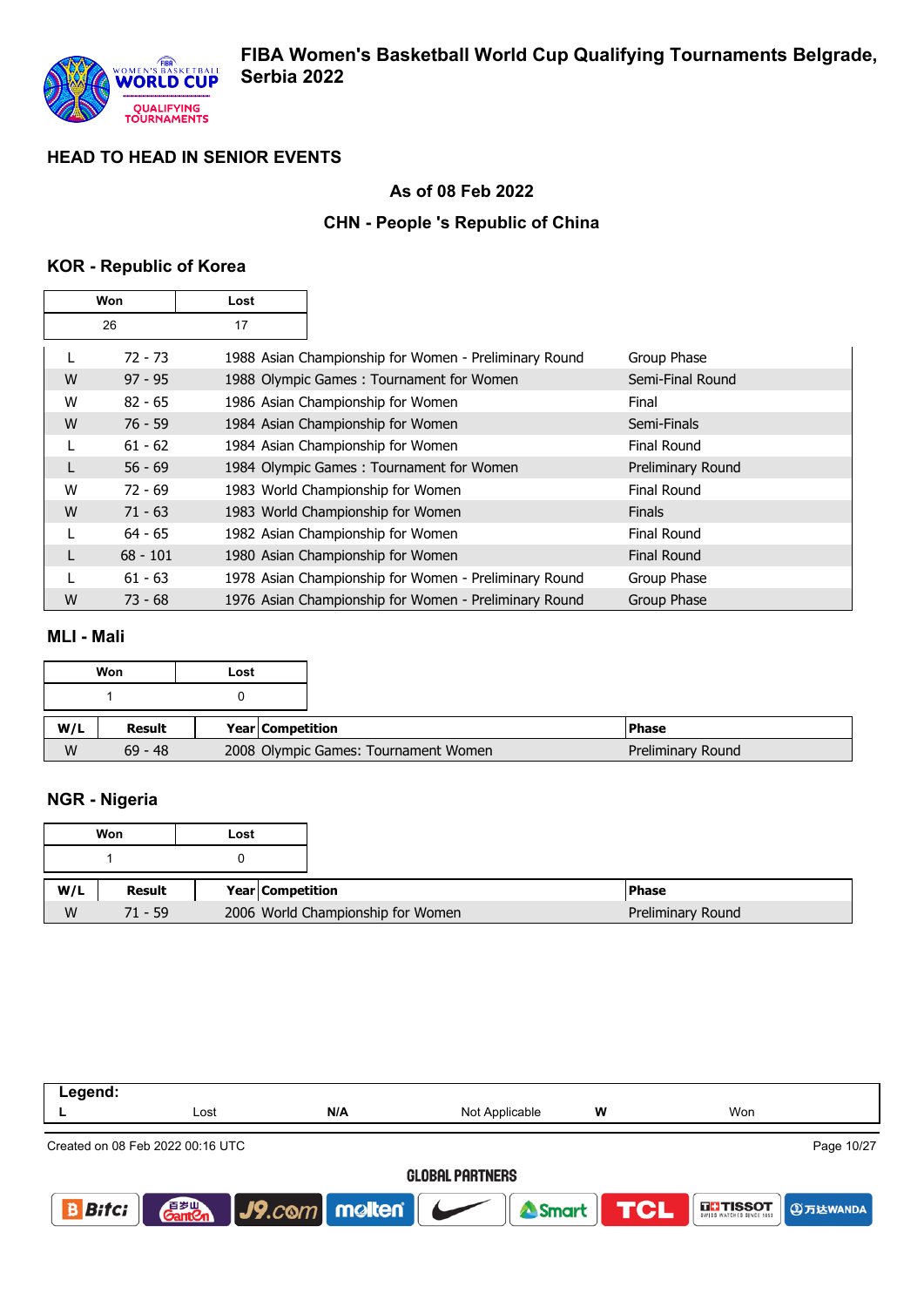## HEAD TO HEAD IN SENIOR EVENTS

### As of 08 Feb 2022

### CHN - People 's Republic of China

### KOR - Republic of Korea

| Won | Lost |
|---|---|
| 26 | 17 |

| W/L | Result | Year | Competition | Phase |
|---|---|---|---|---|
| L | 72 - 73 | 1988 | Asian Championship for Women - Preliminary Round | Group Phase |
| W | 97 - 95 | 1988 | Olympic Games : Tournament for Women | Semi-Final Round |
| W | 82 - 65 | 1986 | Asian Championship for Women | Final |
| W | 76 - 59 | 1984 | Asian Championship for Women | Semi-Finals |
| L | 61 - 62 | 1984 | Asian Championship for Women | Final Round |
| L | 56 - 69 | 1984 | Olympic Games : Tournament for Women | Preliminary Round |
| W | 72 - 69 | 1983 | World Championship for Women | Final Round |
| W | 71 - 63 | 1983 | World Championship for Women | Finals |
| L | 64 - 65 | 1982 | Asian Championship for Women | Final Round |
| L | 68 - 101 | 1980 | Asian Championship for Women | Final Round |
| L | 61 - 63 | 1978 | Asian Championship for Women - Preliminary Round | Group Phase |
| W | 73 - 68 | 1976 | Asian Championship for Women - Preliminary Round | Group Phase |

### MLI - Mali

| Won | Lost |
|---|---|
| 1 | 0 |

| W/L | Result | Year | Competition | Phase |
|---|---|---|---|---|
| W | 69 - 48 | 2008 | Olympic Games: Tournament Women | Preliminary Round |

### NGR - Nigeria

| Won | Lost |
|---|---|
| 1 | 0 |

| W/L | Result | Year | Competition | Phase |
|---|---|---|---|---|
| W | 71 - 59 | 2006 | World Championship for Women | Preliminary Round |

**Legend:**

| | | | | | |
|---|---|---|---|---|---|
| **L** | Lost | **N/A** | Not Applicable | **W** | Won |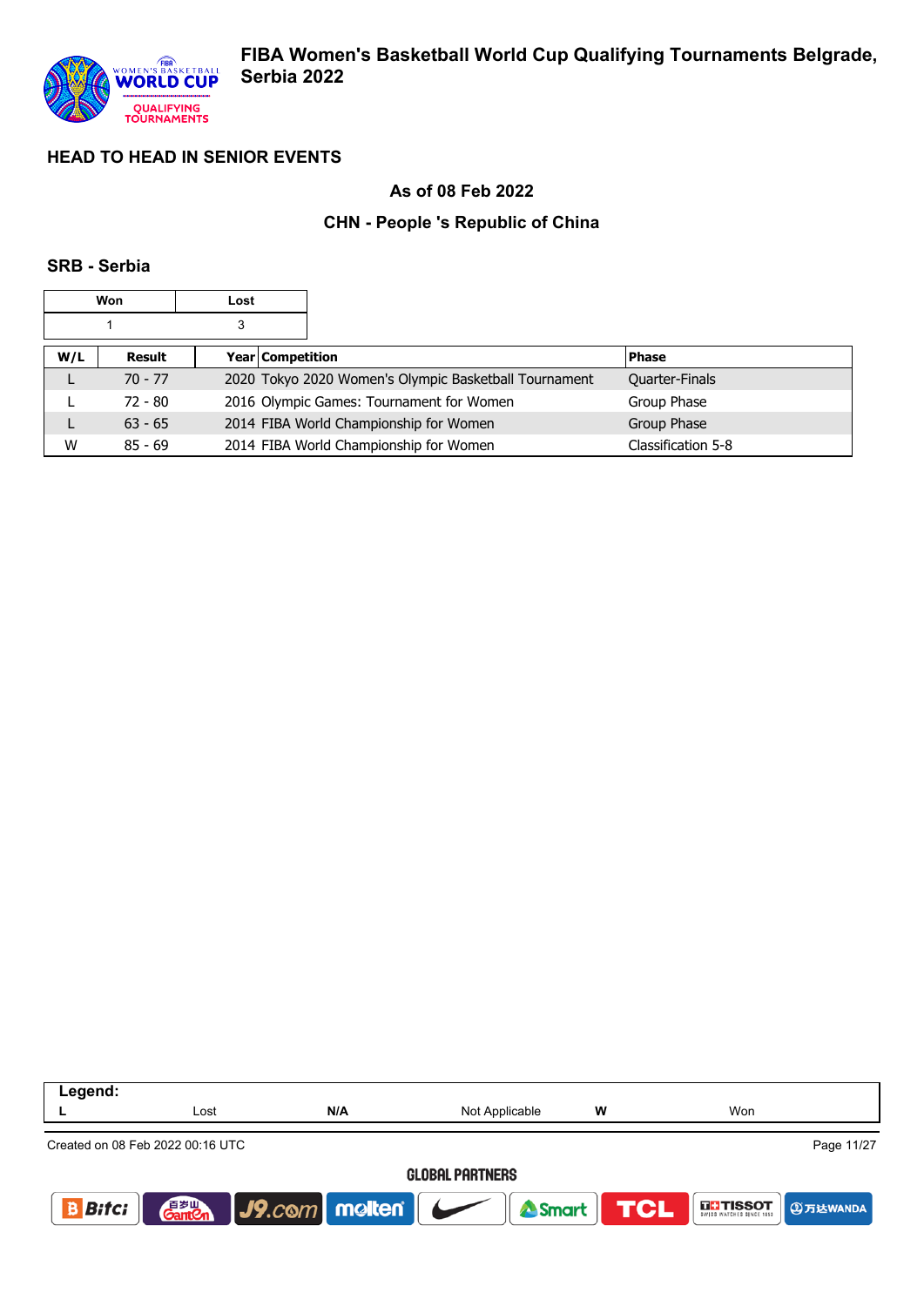# FIBA Women's Basketball World Cup Qualifying Tournaments Belgrade, Serbia 2022

## HEAD TO HEAD IN SENIOR EVENTS

### As of 08 Feb 2022

### CHN - People 's Republic of China

#### SRB - Serbia

| Won | Lost |
|---|---|
| 1 | 3 |

| W/L | Result | Year | Competition | Phase |
|---|---|---|---|---|
| L | 70 - 77 | 2020 | Tokyo 2020 Women's Olympic Basketball Tournament | Quarter-Finals |
| L | 72 - 80 | 2016 | Olympic Games: Tournament for Women | Group Phase |
| L | 63 - 65 | 2014 | FIBA World Championship for Women | Group Phase |
| W | 85 - 69 | 2014 | FIBA World Championship for Women | Classification 5-8 |

**Legend:**

| | | | | | |
|---|---|---|---|---|---|
| L | Lost | N/A | Not Applicable | W | Won |

Created on 08 Feb 2022 00:16 UTC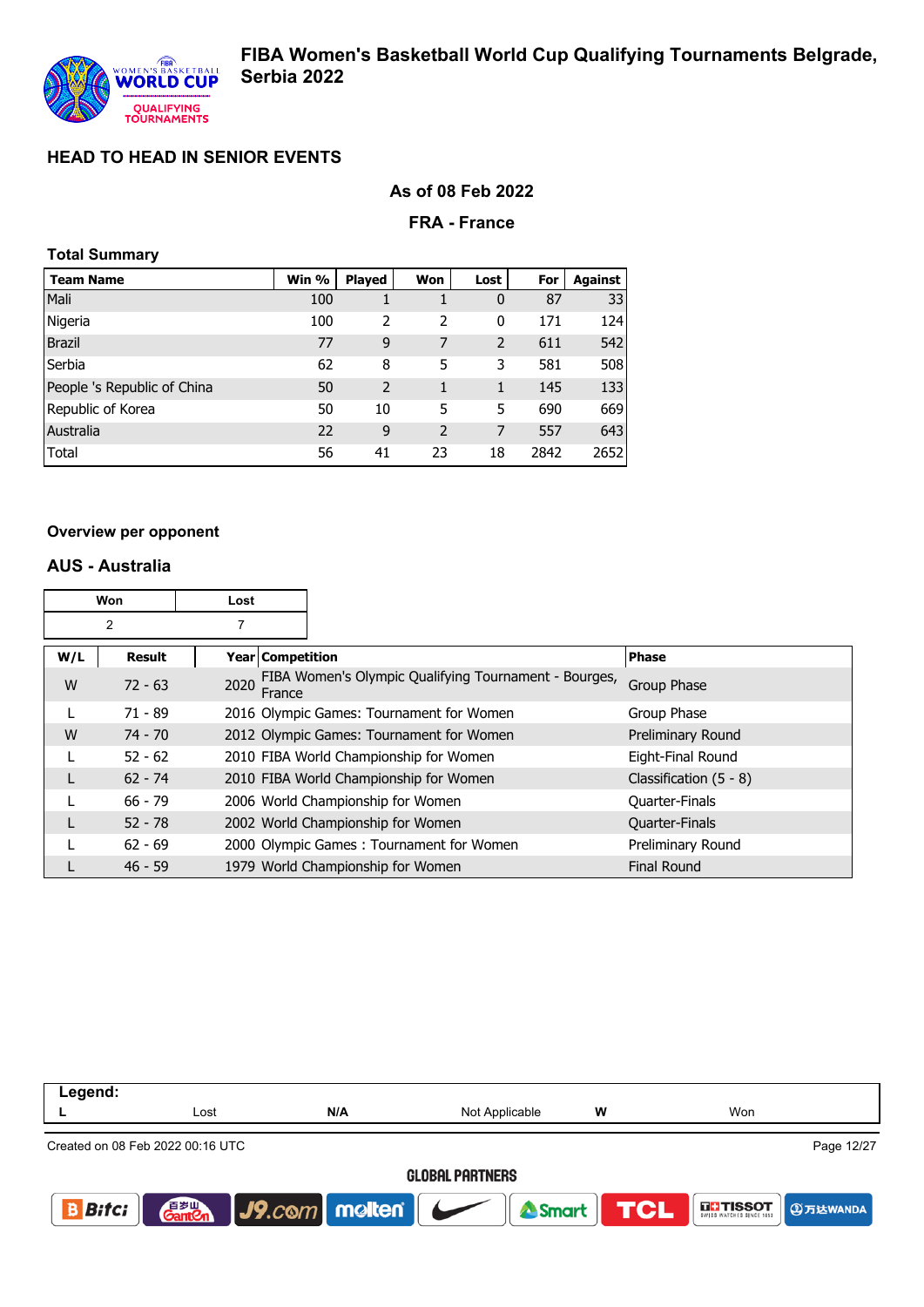# FIBA Women's Basketball World Cup Qualifying Tournaments Belgrade, Serbia 2022

## HEAD TO HEAD IN SENIOR EVENTS

**As of 08 Feb 2022**

**FRA - France**

### Total Summary

| Team Name | Win % | Played | Won | Lost | For | Against |
|---|---|---|---|---|---|---|
| Mali | 100 | 1 | 1 | 0 | 87 | 33 |
| Nigeria | 100 | 2 | 2 | 0 | 171 | 124 |
| Brazil | 77 | 9 | 7 | 2 | 611 | 542 |
| Serbia | 62 | 8 | 5 | 3 | 581 | 508 |
| People 's Republic of China | 50 | 2 | 1 | 1 | 145 | 133 |
| Republic of Korea | 50 | 10 | 5 | 5 | 690 | 669 |
| Australia | 22 | 9 | 2 | 7 | 557 | 643 |
| Total | 56 | 41 | 23 | 18 | 2842 | 2652 |

### Overview per opponent

### AUS - Australia

| Won | Lost |
|---|---|
| 2 | 7 |

| W/L | Result | Year | Competition | Phase |
|---|---|---|---|---|
| W | 72 - 63 | 2020 | FIBA Women's Olympic Qualifying Tournament - Bourges, France | Group Phase |
| L | 71 - 89 | 2016 | Olympic Games: Tournament for Women | Group Phase |
| W | 74 - 70 | 2012 | Olympic Games: Tournament for Women | Preliminary Round |
| L | 52 - 62 | 2010 | FIBA World Championship for Women | Eight-Final Round |
| L | 62 - 74 | 2010 | FIBA World Championship for Women | Classification (5 - 8) |
| L | 66 - 79 | 2006 | World Championship for Women | Quarter-Finals |
| L | 52 - 78 | 2002 | World Championship for Women | Quarter-Finals |
| L | 62 - 69 | 2000 | Olympic Games : Tournament for Women | Preliminary Round |
| L | 46 - 59 | 1979 | World Championship for Women | Final Round |

**Legend:**

| L | Lost | N/A | Not Applicable | W | Won |
|---|---|---|---|---|---|

Created on 08 Feb 2022 00:16 UTC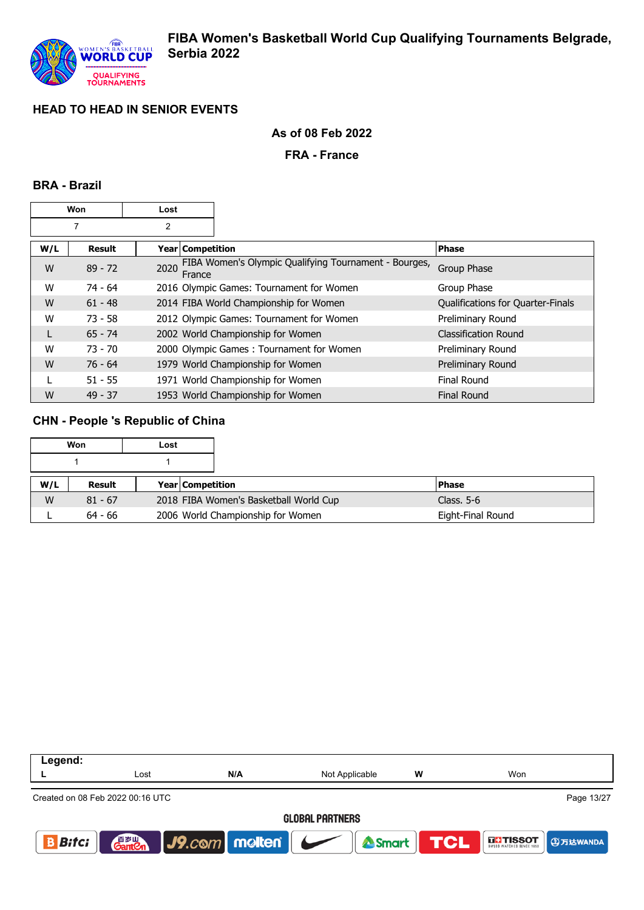## HEAD TO HEAD IN SENIOR EVENTS

**As of 08 Feb 2022**

**FRA - France**

### BRA - Brazil

| Won | Lost |
|---|---|
| 7 | 2 |

| W/L | Result | Year | Competition | Phase |
|---|---|---|---|---|
| W | 89 - 72 | 2020 | FIBA Women's Olympic Qualifying Tournament - Bourges, France | Group Phase |
| W | 74 - 64 | 2016 | Olympic Games: Tournament for Women | Group Phase |
| W | 61 - 48 | 2014 | FIBA World Championship for Women | Qualifications for Quarter-Finals |
| W | 73 - 58 | 2012 | Olympic Games: Tournament for Women | Preliminary Round |
| L | 65 - 74 | 2002 | World Championship for Women | Classification Round |
| W | 73 - 70 | 2000 | Olympic Games : Tournament for Women | Preliminary Round |
| W | 76 - 64 | 1979 | World Championship for Women | Preliminary Round |
| L | 51 - 55 | 1971 | World Championship for Women | Final Round |
| W | 49 - 37 | 1953 | World Championship for Women | Final Round |

### CHN - People 's Republic of China

| Won | Lost |
|---|---|
| 1 | 1 |

| W/L | Result | Year | Competition | Phase |
|---|---|---|---|---|
| W | 81 - 67 | 2018 | FIBA Women's Basketball World Cup | Class. 5-6 |
| L | 64 - 66 | 2006 | World Championship for Women | Eight-Final Round |

| Legend: | | | | | |
|---|---|---|---|---|---|
| L | Lost | N/A | Not Applicable | W | Won |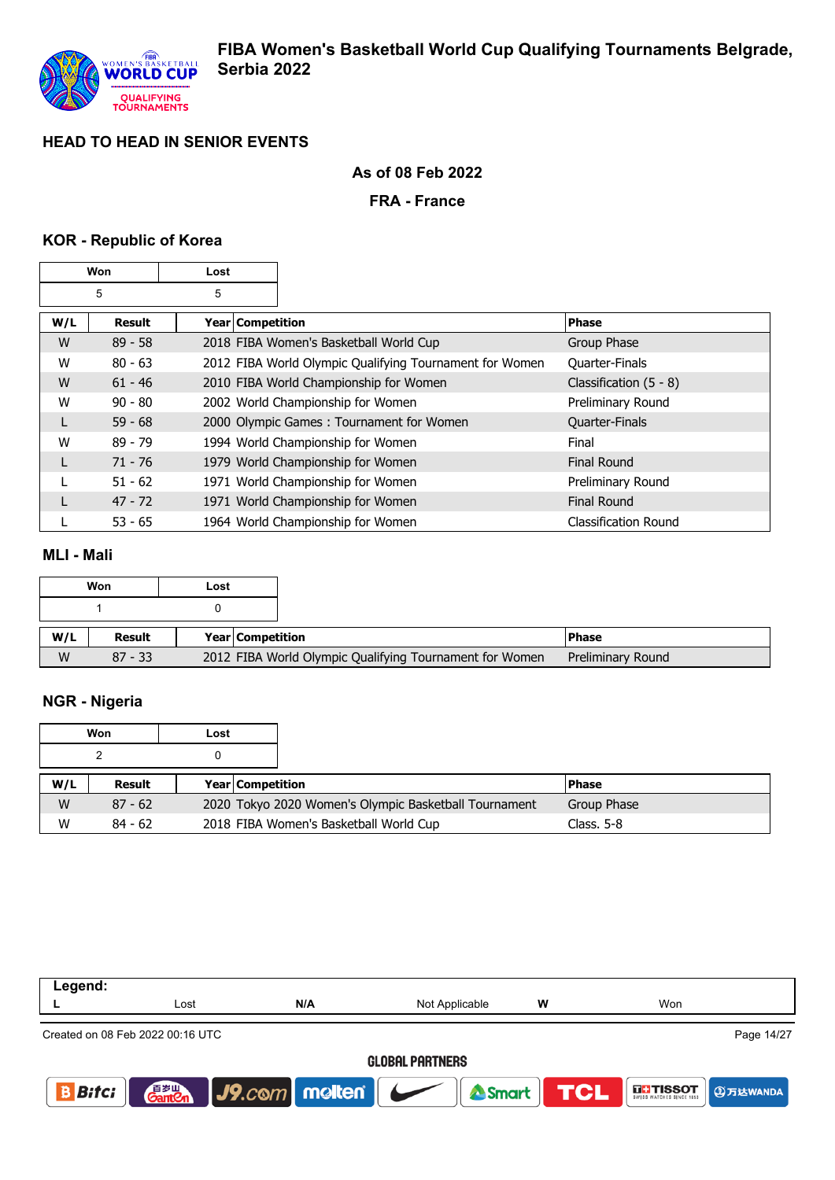## HEAD TO HEAD IN SENIOR EVENTS

**As of 08 Feb 2022**

**FRA - France**

### KOR - Republic of Korea

| Won | Lost |
|---|---|
| 5 | 5 |

| W/L | Result | Year | Competition | Phase |
|---|---|---|---|---|
| W | 89 - 58 | 2018 | FIBA Women's Basketball World Cup | Group Phase |
| W | 80 - 63 | 2012 | FIBA World Olympic Qualifying Tournament for Women | Quarter-Finals |
| W | 61 - 46 | 2010 | FIBA World Championship for Women | Classification (5 - 8) |
| W | 90 - 80 | 2002 | World Championship for Women | Preliminary Round |
| L | 59 - 68 | 2000 | Olympic Games : Tournament for Women | Quarter-Finals |
| W | 89 - 79 | 1994 | World Championship for Women | Final |
| L | 71 - 76 | 1979 | World Championship for Women | Final Round |
| L | 51 - 62 | 1971 | World Championship for Women | Preliminary Round |
| L | 47 - 72 | 1971 | World Championship for Women | Final Round |
| L | 53 - 65 | 1964 | World Championship for Women | Classification Round |

### MLI - Mali

| Won | Lost |
|---|---|
| 1 | 0 |

| W/L | Result | Year | Competition | Phase |
|---|---|---|---|---|
| W | 87 - 33 | 2012 | FIBA World Olympic Qualifying Tournament for Women | Preliminary Round |

### NGR - Nigeria

| Won | Lost |
|---|---|
| 2 | 0 |

| W/L | Result | Year | Competition | Phase |
|---|---|---|---|---|
| W | 87 - 62 | 2020 | Tokyo 2020 Women's Olympic Basketball Tournament | Group Phase |
| W | 84 - 62 | 2018 | FIBA Women's Basketball World Cup | Class. 5-8 |

**Legend:**

| L | Lost | N/A | Not Applicable | W | Won |
|---|---|---|---|---|---|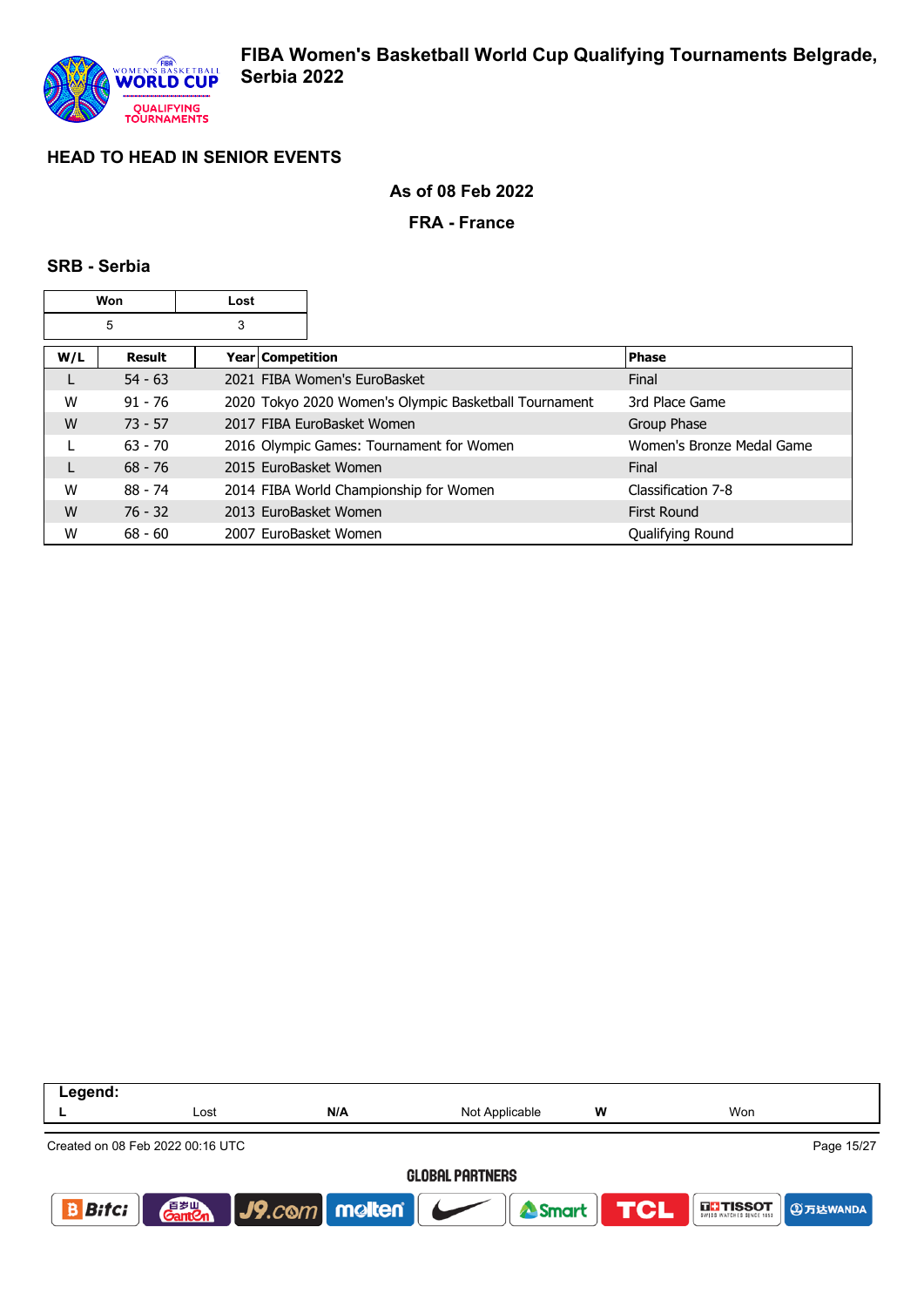## HEAD TO HEAD IN SENIOR EVENTS

**As of 08 Feb 2022**

**FRA - France**

### SRB - Serbia

| Won | Lost |
|---|---|
| 5 | 3 |

| W/L | Result | Year | Competition | Phase |
|---|---|---|---|---|
| L | 54 - 63 | 2021 | FIBA Women's EuroBasket | Final |
| W | 91 - 76 | 2020 | Tokyo 2020 Women's Olympic Basketball Tournament | 3rd Place Game |
| W | 73 - 57 | 2017 | FIBA EuroBasket Women | Group Phase |
| L | 63 - 70 | 2016 | Olympic Games: Tournament for Women | Women's Bronze Medal Game |
| L | 68 - 76 | 2015 | EuroBasket Women | Final |
| W | 88 - 74 | 2014 | FIBA World Championship for Women | Classification 7-8 |
| W | 76 - 32 | 2013 | EuroBasket Women | First Round |
| W | 68 - 60 | 2007 | EuroBasket Women | Qualifying Round |

**Legend:**

| L | Lost | N/A | Not Applicable | W | Won |
|---|---|---|---|---|---|

Created on 08 Feb 2022 00:16 UTC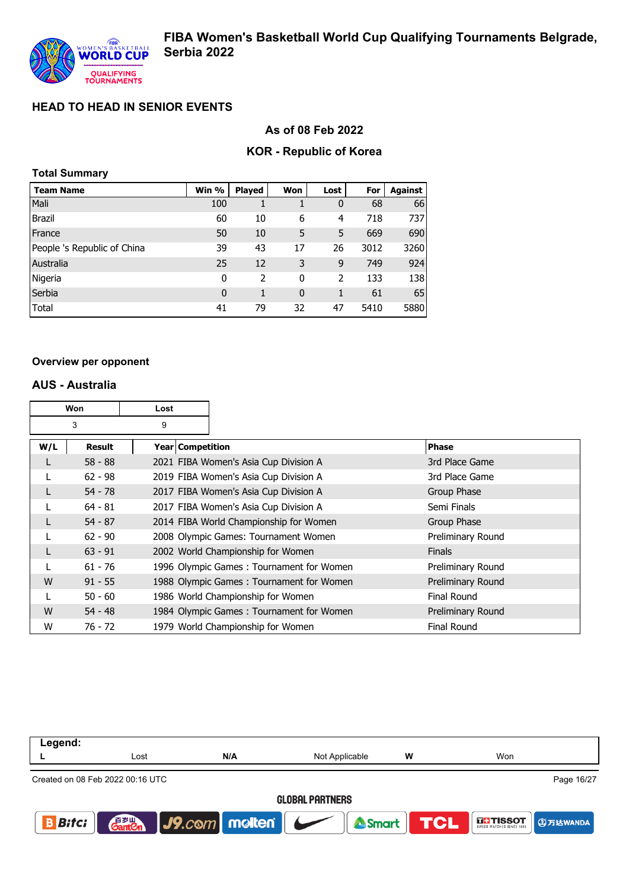# HEAD TO HEAD IN SENIOR EVENTS

### As of 08 Feb 2022

### KOR - Republic of Korea

**Total Summary**

| Team Name | Win % | Played | Won | Lost | For | Against |
|---|---|---|---|---|---|---|
| Mali | 100 | 1 | 1 | 0 | 68 | 66 |
| Brazil | 60 | 10 | 6 | 4 | 718 | 737 |
| France | 50 | 10 | 5 | 5 | 669 | 690 |
| People 's Republic of China | 39 | 43 | 17 | 26 | 3012 | 3260 |
| Australia | 25 | 12 | 3 | 9 | 749 | 924 |
| Nigeria | 0 | 2 | 0 | 2 | 133 | 138 |
| Serbia | 0 | 1 | 0 | 1 | 61 | 65 |
| Total | 41 | 79 | 32 | 47 | 5410 | 5880 |

**Overview per opponent**

### AUS - Australia

| Won | Lost |
|---|---|
| 3 | 9 |

| W/L | Result | Year | Competition | Phase |
|---|---|---|---|---|
| L | 58 - 88 | 2021 | FIBA Women's Asia Cup Division A | 3rd Place Game |
| L | 62 - 98 | 2019 | FIBA Women's Asia Cup Division A | 3rd Place Game |
| L | 54 - 78 | 2017 | FIBA Women's Asia Cup Division A | Group Phase |
| L | 64 - 81 | 2017 | FIBA Women's Asia Cup Division A | Semi Finals |
| L | 54 - 87 | 2014 | FIBA World Championship for Women | Group Phase |
| L | 62 - 90 | 2008 | Olympic Games: Tournament Women | Preliminary Round |
| L | 63 - 91 | 2002 | World Championship for Women | Finals |
| L | 61 - 76 | 1996 | Olympic Games : Tournament for Women | Preliminary Round |
| W | 91 - 55 | 1988 | Olympic Games : Tournament for Women | Preliminary Round |
| L | 50 - 60 | 1986 | World Championship for Women | Final Round |
| W | 54 - 48 | 1984 | Olympic Games : Tournament for Women | Preliminary Round |
| W | 76 - 72 | 1979 | World Championship for Women | Final Round |

**Legend:**

| L | Lost | N/A | Not Applicable | W | Won |
|---|---|---|---|---|---|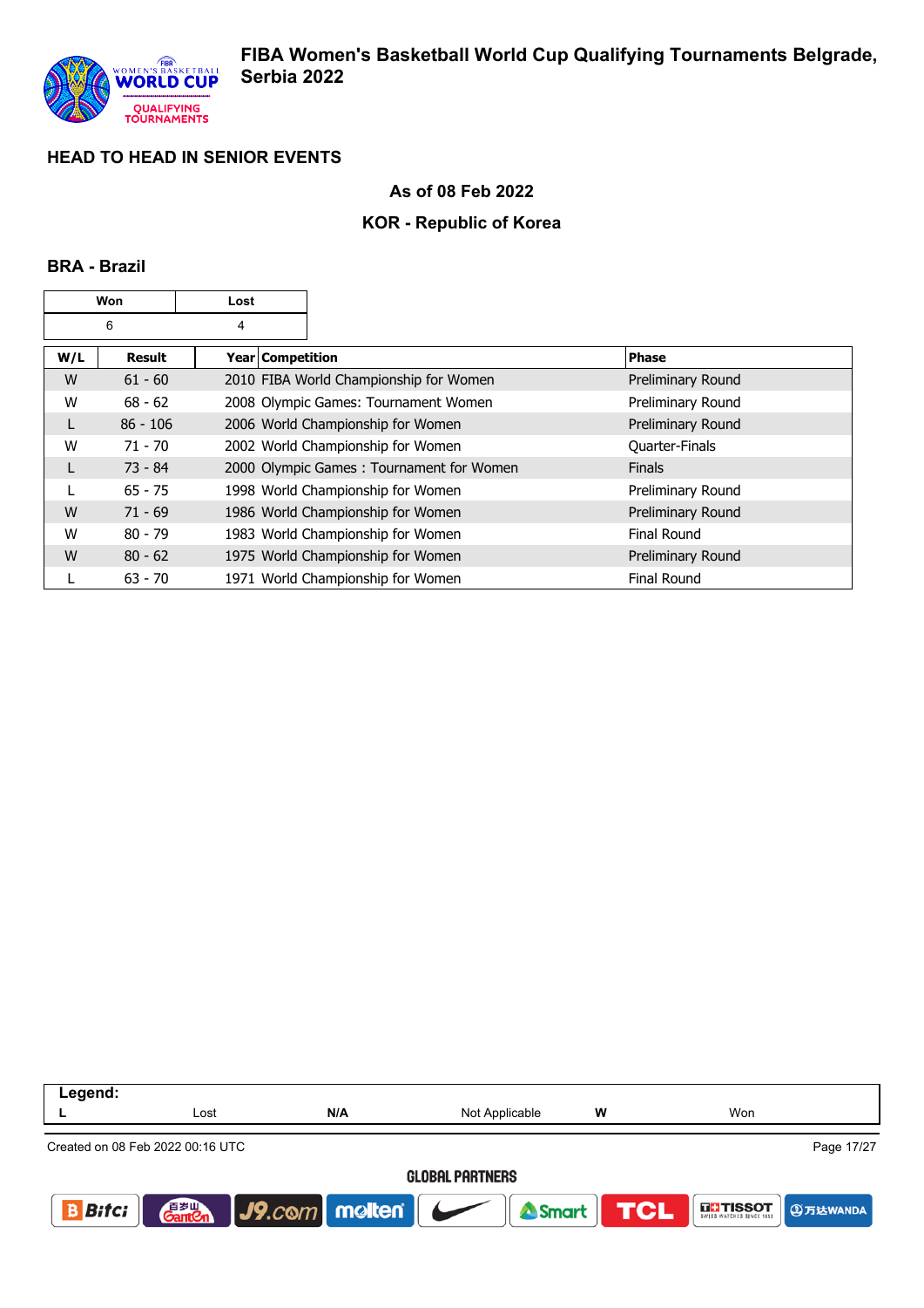## HEAD TO HEAD IN SENIOR EVENTS

### As of 08 Feb 2022

### KOR - Republic of Korea

### BRA - Brazil

| Won | Lost |
|---|---|
| 6 | 4 |

| W/L | Result | Year | Competition | Phase |
|---|---|---|---|---|
| W | 61 - 60 | 2010 | FIBA World Championship for Women | Preliminary Round |
| W | 68 - 62 | 2008 | Olympic Games: Tournament Women | Preliminary Round |
| L | 86 - 106 | 2006 | World Championship for Women | Preliminary Round |
| W | 71 - 70 | 2002 | World Championship for Women | Quarter-Finals |
| L | 73 - 84 | 2000 | Olympic Games : Tournament for Women | Finals |
| L | 65 - 75 | 1998 | World Championship for Women | Preliminary Round |
| W | 71 - 69 | 1986 | World Championship for Women | Preliminary Round |
| W | 80 - 79 | 1983 | World Championship for Women | Final Round |
| W | 80 - 62 | 1975 | World Championship for Women | Preliminary Round |
| L | 63 - 70 | 1971 | World Championship for Women | Final Round |

**Legend:**

| L | Lost | N/A | Not Applicable | W | Won |
|---|---|---|---|---|---|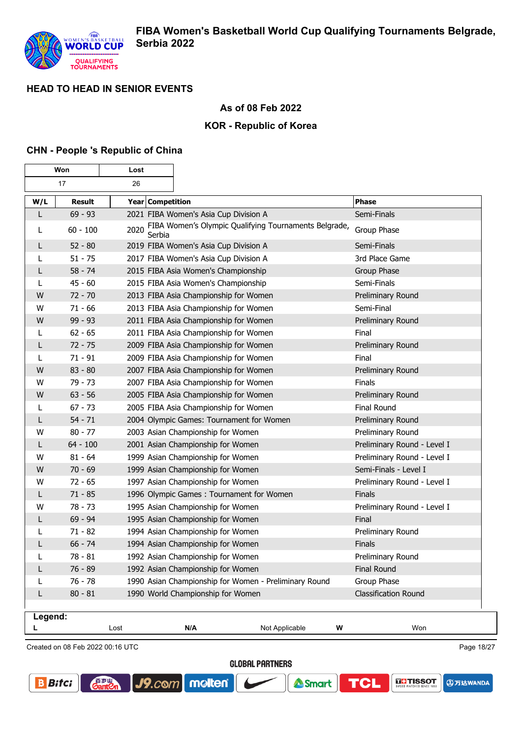## HEAD TO HEAD IN SENIOR EVENTS

### As of 08 Feb 2022

### KOR - Republic of Korea

### CHN - People 's Republic of China

| Won | Lost |
|---|---|
| 17 | 26 |

| W/L | Result | Year | Competition | Phase |
|---|---|---|---|---|
| L | 69 - 93 | 2021 | FIBA Women's Asia Cup Division A | Semi-Finals |
| L | 60 - 100 | 2020 | FIBA Women's Olympic Qualifying Tournaments Belgrade, Serbia | Group Phase |
| L | 52 - 80 | 2019 | FIBA Women's Asia Cup Division A | Semi-Finals |
| L | 51 - 75 | 2017 | FIBA Women's Asia Cup Division A | 3rd Place Game |
| L | 58 - 74 | 2015 | FIBA Asia Women's Championship | Group Phase |
| L | 45 - 60 | 2015 | FIBA Asia Women's Championship | Semi-Finals |
| W | 72 - 70 | 2013 | FIBA Asia Championship for Women | Preliminary Round |
| W | 71 - 66 | 2013 | FIBA Asia Championship for Women | Semi-Final |
| W | 99 - 93 | 2011 | FIBA Asia Championship for Women | Preliminary Round |
| L | 62 - 65 | 2011 | FIBA Asia Championship for Women | Final |
| L | 72 - 75 | 2009 | FIBA Asia Championship for Women | Preliminary Round |
| L | 71 - 91 | 2009 | FIBA Asia Championship for Women | Final |
| W | 83 - 80 | 2007 | FIBA Asia Championship for Women | Preliminary Round |
| W | 79 - 73 | 2007 | FIBA Asia Championship for Women | Finals |
| W | 63 - 56 | 2005 | FIBA Asia Championship for Women | Preliminary Round |
| L | 67 - 73 | 2005 | FIBA Asia Championship for Women | Final Round |
| L | 54 - 71 | 2004 | Olympic Games: Tournament for Women | Preliminary Round |
| W | 80 - 77 | 2003 | Asian Championship for Women | Preliminary Round |
| L | 64 - 100 | 2001 | Asian Championship for Women | Preliminary Round - Level I |
| W | 81 - 64 | 1999 | Asian Championship for Women | Preliminary Round - Level I |
| W | 70 - 69 | 1999 | Asian Championship for Women | Semi-Finals - Level I |
| W | 72 - 65 | 1997 | Asian Championship for Women | Preliminary Round - Level I |
| L | 71 - 85 | 1996 | Olympic Games : Tournament for Women | Finals |
| W | 78 - 73 | 1995 | Asian Championship for Women | Preliminary Round - Level I |
| L | 69 - 94 | 1995 | Asian Championship for Women | Final |
| L | 71 - 82 | 1994 | Asian Championship for Women | Preliminary Round |
| L | 66 - 74 | 1994 | Asian Championship for Women | Finals |
| L | 78 - 81 | 1992 | Asian Championship for Women | Preliminary Round |
| L | 76 - 89 | 1992 | Asian Championship for Women | Final Round |
| L | 76 - 78 | 1990 | Asian Championship for Women - Preliminary Round | Group Phase |
| L | 80 - 81 | 1990 | World Championship for Women | Classification Round |

**Legend:**

| L | Lost | N/A | Not Applicable | W | Won |
|---|---|---|---|---|---|

Created on 08 Feb 2022 00:16 UTC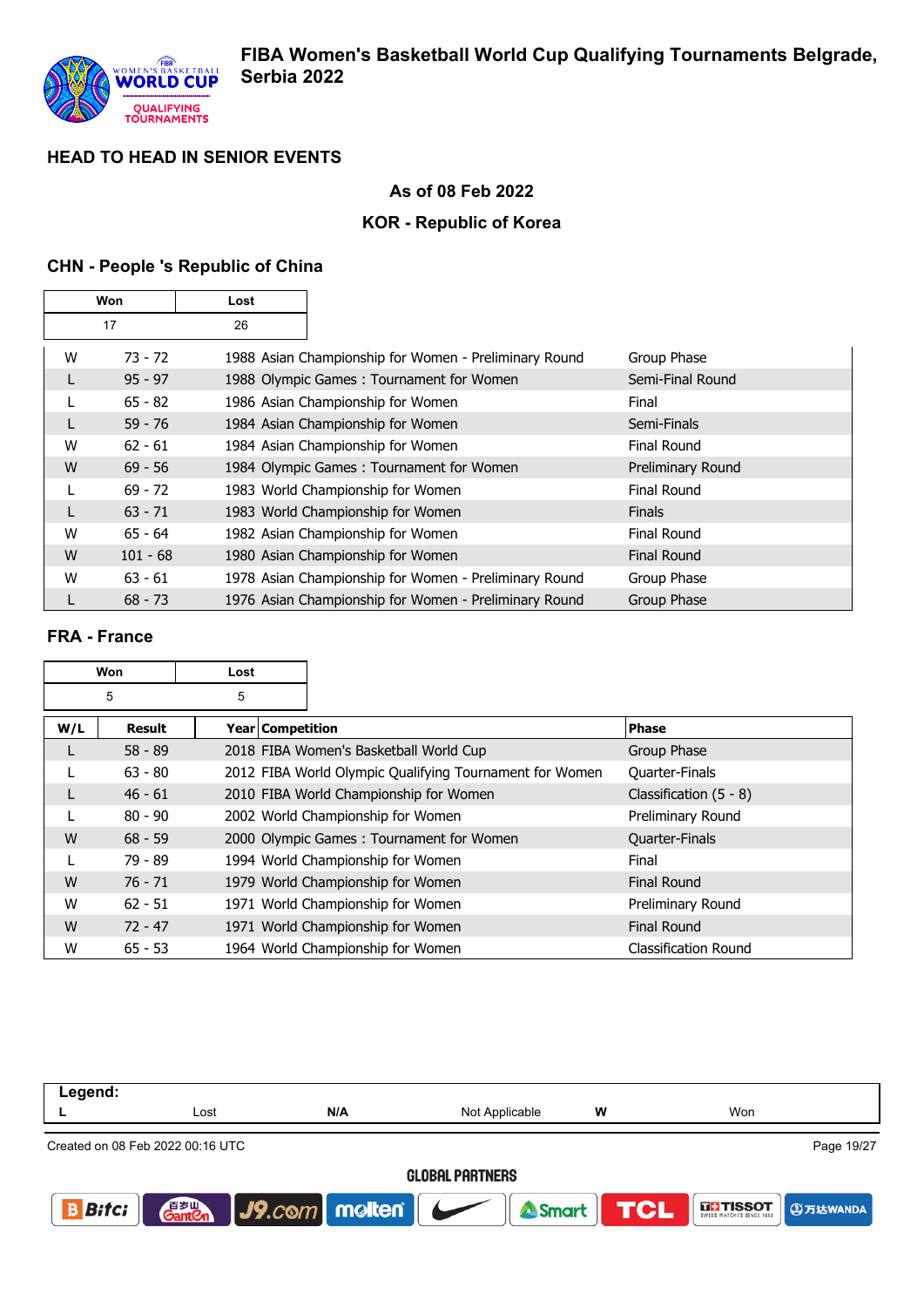# FIBA Women's Basketball World Cup Qualifying Tournaments Belgrade, Serbia 2022

## HEAD TO HEAD IN SENIOR EVENTS

### As of 08 Feb 2022

### KOR - Republic of Korea

### CHN - People 's Republic of China

| Won | Lost |
|---|---|
| 17 | 26 |

| W/L | Result | Year Competition | Phase |
|---|---|---|---|
| W | 73 - 72 | 1988 Asian Championship for Women - Preliminary Round | Group Phase |
| L | 95 - 97 | 1988 Olympic Games : Tournament for Women | Semi-Final Round |
| L | 65 - 82 | 1986 Asian Championship for Women | Final |
| L | 59 - 76 | 1984 Asian Championship for Women | Semi-Finals |
| W | 62 - 61 | 1984 Asian Championship for Women | Final Round |
| W | 69 - 56 | 1984 Olympic Games : Tournament for Women | Preliminary Round |
| L | 69 - 72 | 1983 World Championship for Women | Final Round |
| L | 63 - 71 | 1983 World Championship for Women | Finals |
| W | 65 - 64 | 1982 Asian Championship for Women | Final Round |
| W | 101 - 68 | 1980 Asian Championship for Women | Final Round |
| W | 63 - 61 | 1978 Asian Championship for Women - Preliminary Round | Group Phase |
| L | 68 - 73 | 1976 Asian Championship for Women - Preliminary Round | Group Phase |

### FRA - France

| Won | Lost |
|---|---|
| 5 | 5 |

| W/L | Result | Year Competition | Phase |
|---|---|---|---|
| L | 58 - 89 | 2018 FIBA Women's Basketball World Cup | Group Phase |
| L | 63 - 80 | 2012 FIBA World Olympic Qualifying Tournament for Women | Quarter-Finals |
| L | 46 - 61 | 2010 FIBA World Championship for Women | Classification (5 - 8) |
| L | 80 - 90 | 2002 World Championship for Women | Preliminary Round |
| W | 68 - 59 | 2000 Olympic Games : Tournament for Women | Quarter-Finals |
| L | 79 - 89 | 1994 World Championship for Women | Final |
| W | 76 - 71 | 1979 World Championship for Women | Final Round |
| W | 62 - 51 | 1971 World Championship for Women | Preliminary Round |
| W | 72 - 47 | 1971 World Championship for Women | Final Round |
| W | 65 - 53 | 1964 World Championship for Women | Classification Round |

**Legend:**

| L | Lost | N/A | Not Applicable | W | Won |
|---|---|---|---|---|---|

Created on 08 Feb 2022 00:16 UTC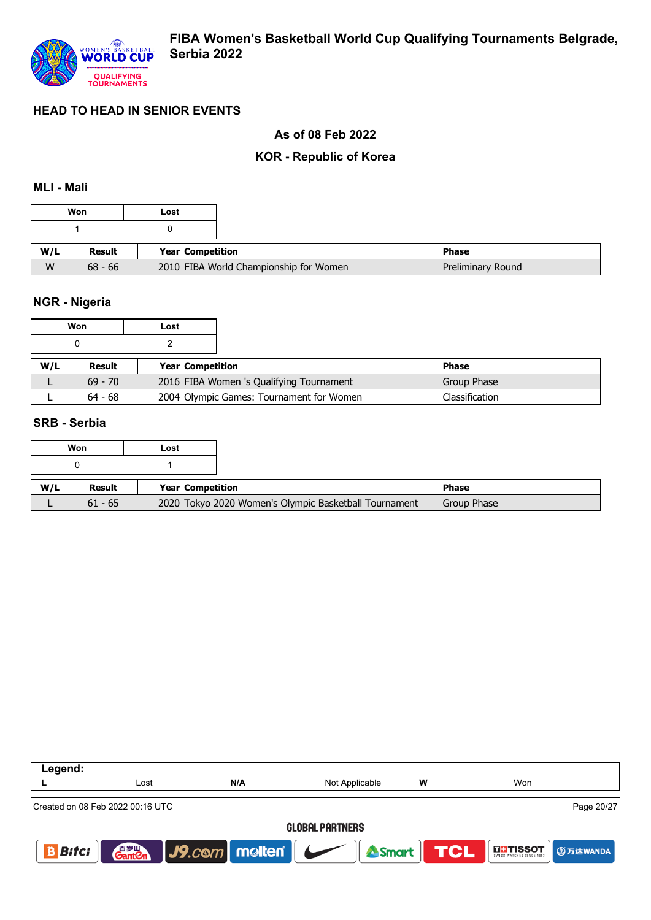## HEAD TO HEAD IN SENIOR EVENTS

### As of 08 Feb 2022

### KOR - Republic of Korea

### MLI - Mali

| Won | Lost |
|---|---|
| 1 | 0 |

| W/L | Result | Year | Competition | Phase |
|---|---|---|---|---|
| W | 68 - 66 | 2010 | FIBA World Championship for Women | Preliminary Round |

### NGR - Nigeria

| Won | Lost |
|---|---|
| 0 | 2 |

| W/L | Result | Year | Competition | Phase |
|---|---|---|---|---|
| L | 69 - 70 | 2016 | FIBA Women 's Qualifying Tournament | Group Phase |
| L | 64 - 68 | 2004 | Olympic Games: Tournament for Women | Classification |

### SRB - Serbia

| Won | Lost |
|---|---|
| 0 | 1 |

| W/L | Result | Year | Competition | Phase |
|---|---|---|---|---|
| L | 61 - 65 | 2020 | Tokyo 2020 Women's Olympic Basketball Tournament | Group Phase |

| Legend: | | | | | |
|---|---|---|---|---|---|
| L | Lost | N/A | Not Applicable | W | Won |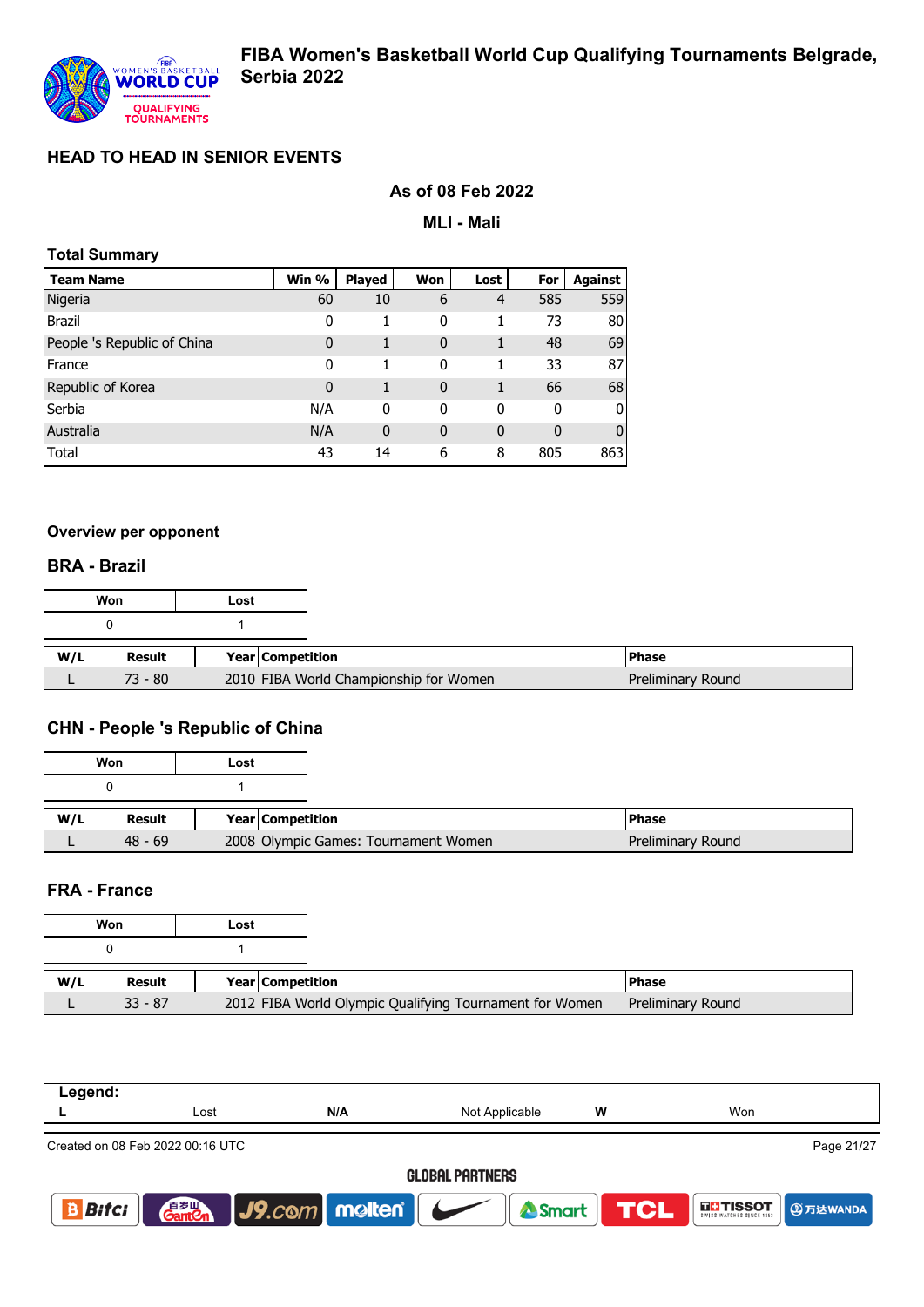# FIBA Women's Basketball World Cup Qualifying Tournaments Belgrade, Serbia 2022

## HEAD TO HEAD IN SENIOR EVENTS

### As of 08 Feb 2022

### MLI - Mali

**Total Summary**

| Team Name | Win % | Played | Won | Lost | For | Against |
|---|---|---|---|---|---|---|
| Nigeria | 60 | 10 | 6 | 4 | 585 | 559 |
| Brazil | 0 | 1 | 0 | 1 | 73 | 80 |
| People 's Republic of China | 0 | 1 | 0 | 1 | 48 | 69 |
| France | 0 | 1 | 0 | 1 | 33 | 87 |
| Republic of Korea | 0 | 1 | 0 | 1 | 66 | 68 |
| Serbia | N/A | 0 | 0 | 0 | 0 | 0 |
| Australia | N/A | 0 | 0 | 0 | 0 | 0 |
| Total | 43 | 14 | 6 | 8 | 805 | 863 |

**Overview per opponent**

### BRA - Brazil

| Won | Lost |
|---|---|
| 0 | 1 |

| W/L | Result | Year | Competition | Phase |
|---|---|---|---|---|
| L | 73 - 80 | 2010 | FIBA World Championship for Women | Preliminary Round |

### CHN - People 's Republic of China

| Won | Lost |
|---|---|
| 0 | 1 |

| W/L | Result | Year | Competition | Phase |
|---|---|---|---|---|
| L | 48 - 69 | 2008 | Olympic Games: Tournament Women | Preliminary Round |

### FRA - France

| Won | Lost |
|---|---|
| 0 | 1 |

| W/L | Result | Year | Competition | Phase |
|---|---|---|---|---|
| L | 33 - 87 | 2012 | FIBA World Olympic Qualifying Tournament for Women | Preliminary Round |

| Legend: | | | | | |
|---|---|---|---|---|---|
| L | Lost | N/A | Not Applicable | W | Won |

Created on 08 Feb 2022 00:16 UTC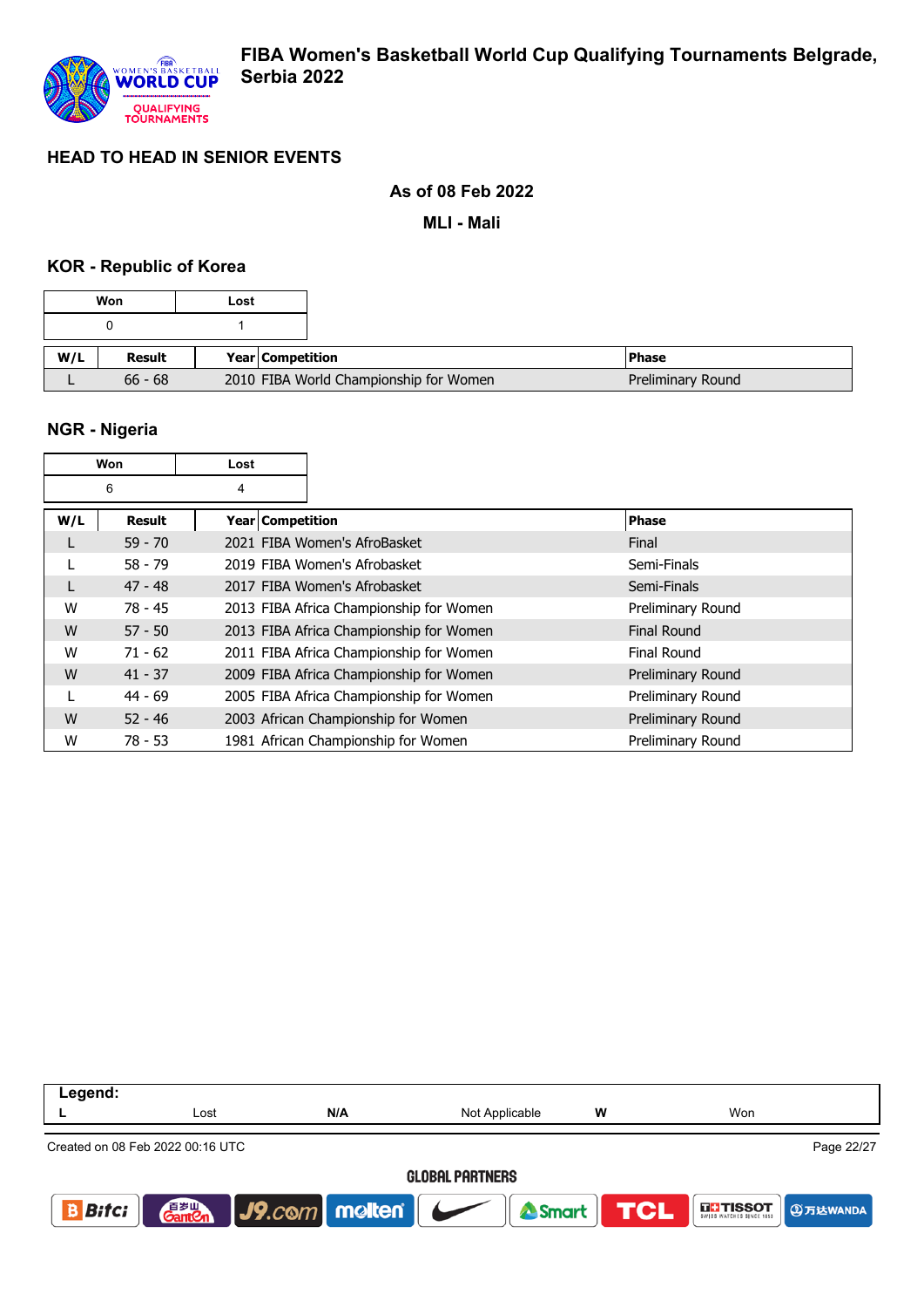# FIBA Women's Basketball World Cup Qualifying Tournaments Belgrade, Serbia 2022

## HEAD TO HEAD IN SENIOR EVENTS

**As of 08 Feb 2022**

**MLI - Mali**

### KOR - Republic of Korea

| Won | Lost |
|---|---|
| 0 | 1 |

| W/L | Result | Year | Competition | Phase |
|---|---|---|---|---|
| L | 66 - 68 | 2010 | FIBA World Championship for Women | Preliminary Round |

### NGR - Nigeria

| Won | Lost |
|---|---|
| 6 | 4 |

| W/L | Result | Year | Competition | Phase |
|---|---|---|---|---|
| L | 59 - 70 | 2021 | FIBA Women's AfroBasket | Final |
| L | 58 - 79 | 2019 | FIBA Women's Afrobasket | Semi-Finals |
| L | 47 - 48 | 2017 | FIBA Women's Afrobasket | Semi-Finals |
| W | 78 - 45 | 2013 | FIBA Africa Championship for Women | Preliminary Round |
| W | 57 - 50 | 2013 | FIBA Africa Championship for Women | Final Round |
| W | 71 - 62 | 2011 | FIBA Africa Championship for Women | Final Round |
| W | 41 - 37 | 2009 | FIBA Africa Championship for Women | Preliminary Round |
| L | 44 - 69 | 2005 | FIBA Africa Championship for Women | Preliminary Round |
| W | 52 - 46 | 2003 | African Championship for Women | Preliminary Round |
| W | 78 - 53 | 1981 | African Championship for Women | Preliminary Round |

**Legend:**

| L | Lost | N/A | Not Applicable | W | Won |
|---|---|---|---|---|---|

Created on 08 Feb 2022 00:16 UTC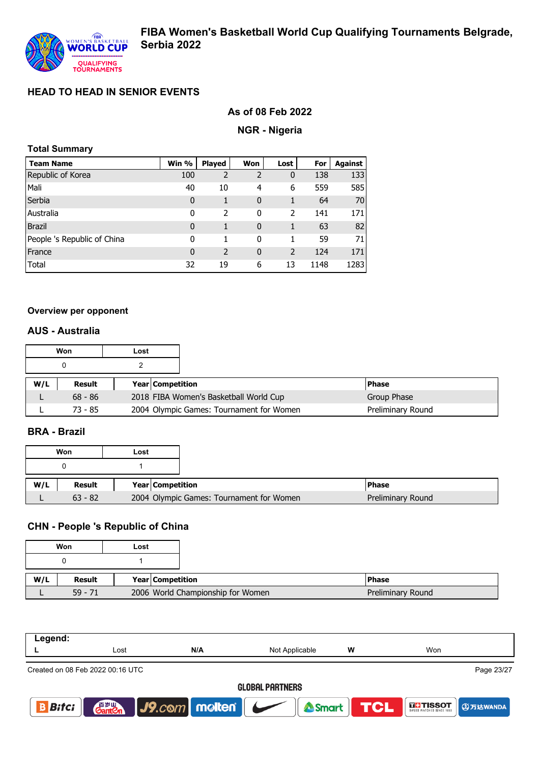# FIBA Women's Basketball World Cup Qualifying Tournaments Belgrade, Serbia 2022

## HEAD TO HEAD IN SENIOR EVENTS

### As of 08 Feb 2022

### NGR - Nigeria

**Total Summary**

| Team Name | Win % | Played | Won | Lost | For | Against |
|---|---|---|---|---|---|---|
| Republic of Korea | 100 | 2 | 2 | 0 | 138 | 133 |
| Mali | 40 | 10 | 4 | 6 | 559 | 585 |
| Serbia | 0 | 1 | 0 | 1 | 64 | 70 |
| Australia | 0 | 2 | 0 | 2 | 141 | 171 |
| Brazil | 0 | 1 | 0 | 1 | 63 | 82 |
| People 's Republic of China | 0 | 1 | 0 | 1 | 59 | 71 |
| France | 0 | 2 | 0 | 2 | 124 | 171 |
| Total | 32 | 19 | 6 | 13 | 1148 | 1283 |

**Overview per opponent**

### AUS - Australia

| Won | Lost |
|---|---|
| 0 | 2 |

| W/L | Result | Year | Competition | Phase |
|---|---|---|---|---|
| L | 68 - 86 | 2018 | FIBA Women's Basketball World Cup | Group Phase |
| L | 73 - 85 | 2004 | Olympic Games: Tournament for Women | Preliminary Round |

### BRA - Brazil

| Won | Lost |
|---|---|
| 0 | 1 |

| W/L | Result | Year | Competition | Phase |
|---|---|---|---|---|
| L | 63 - 82 | 2004 | Olympic Games: Tournament for Women | Preliminary Round |

### CHN - People 's Republic of China

| Won | Lost |
|---|---|
| 0 | 1 |

| W/L | Result | Year | Competition | Phase |
|---|---|---|---|---|
| L | 59 - 71 | 2006 | World Championship for Women | Preliminary Round |

**Legend:**

| L | Lost | N/A | Not Applicable | W | Won |
|---|---|---|---|---|---|

Created on 08 Feb 2022 00:16 UTC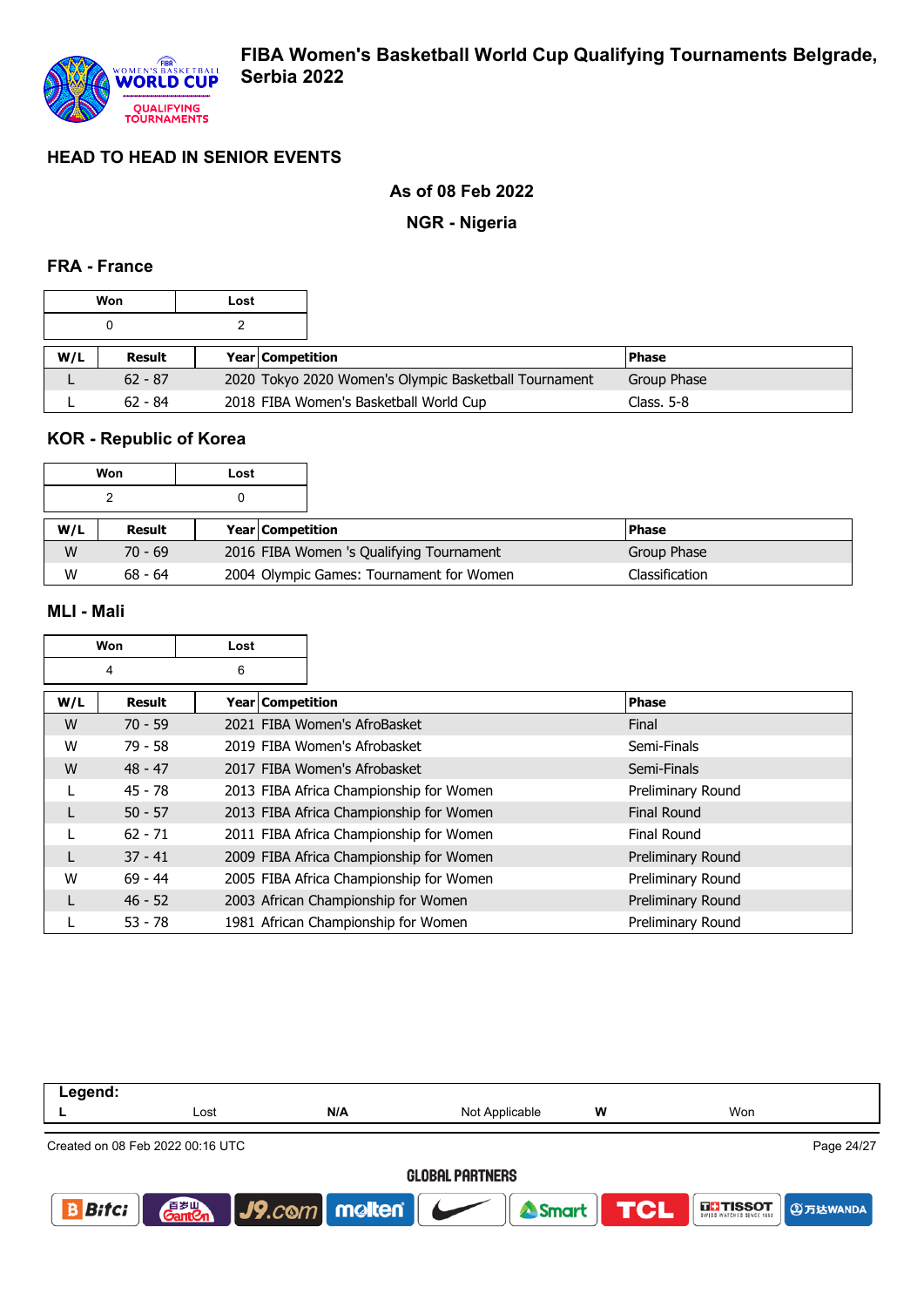# FIBA Women's Basketball World Cup Qualifying Tournaments Belgrade, Serbia 2022

## HEAD TO HEAD IN SENIOR EVENTS

**As of 08 Feb 2022**

**NGR - Nigeria**

### FRA - France

| Won | Lost |
|---|---|
| 0 | 2 |

| W/L | Result | Year | Competition | Phase |
|---|---|---|---|---|
| L | 62 - 87 | 2020 | Tokyo 2020 Women's Olympic Basketball Tournament | Group Phase |
| L | 62 - 84 | 2018 | FIBA Women's Basketball World Cup | Class. 5-8 |

### KOR - Republic of Korea

| Won | Lost |
|---|---|
| 2 | 0 |

| W/L | Result | Year | Competition | Phase |
|---|---|---|---|---|
| W | 70 - 69 | 2016 | FIBA Women 's Qualifying Tournament | Group Phase |
| W | 68 - 64 | 2004 | Olympic Games: Tournament for Women | Classification |

### MLI - Mali

| Won | Lost |
|---|---|
| 4 | 6 |

| W/L | Result | Year | Competition | Phase |
|---|---|---|---|---|
| W | 70 - 59 | 2021 | FIBA Women's AfroBasket | Final |
| W | 79 - 58 | 2019 | FIBA Women's Afrobasket | Semi-Finals |
| W | 48 - 47 | 2017 | FIBA Women's Afrobasket | Semi-Finals |
| L | 45 - 78 | 2013 | FIBA Africa Championship for Women | Preliminary Round |
| L | 50 - 57 | 2013 | FIBA Africa Championship for Women | Final Round |
| L | 62 - 71 | 2011 | FIBA Africa Championship for Women | Final Round |
| L | 37 - 41 | 2009 | FIBA Africa Championship for Women | Preliminary Round |
| W | 69 - 44 | 2005 | FIBA Africa Championship for Women | Preliminary Round |
| L | 46 - 52 | 2003 | African Championship for Women | Preliminary Round |
| L | 53 - 78 | 1981 | African Championship for Women | Preliminary Round |

**Legend:**

| L | Lost | N/A | Not Applicable | W | Won |
|---|---|---|---|---|---|

Created on 08 Feb 2022 00:16 UTC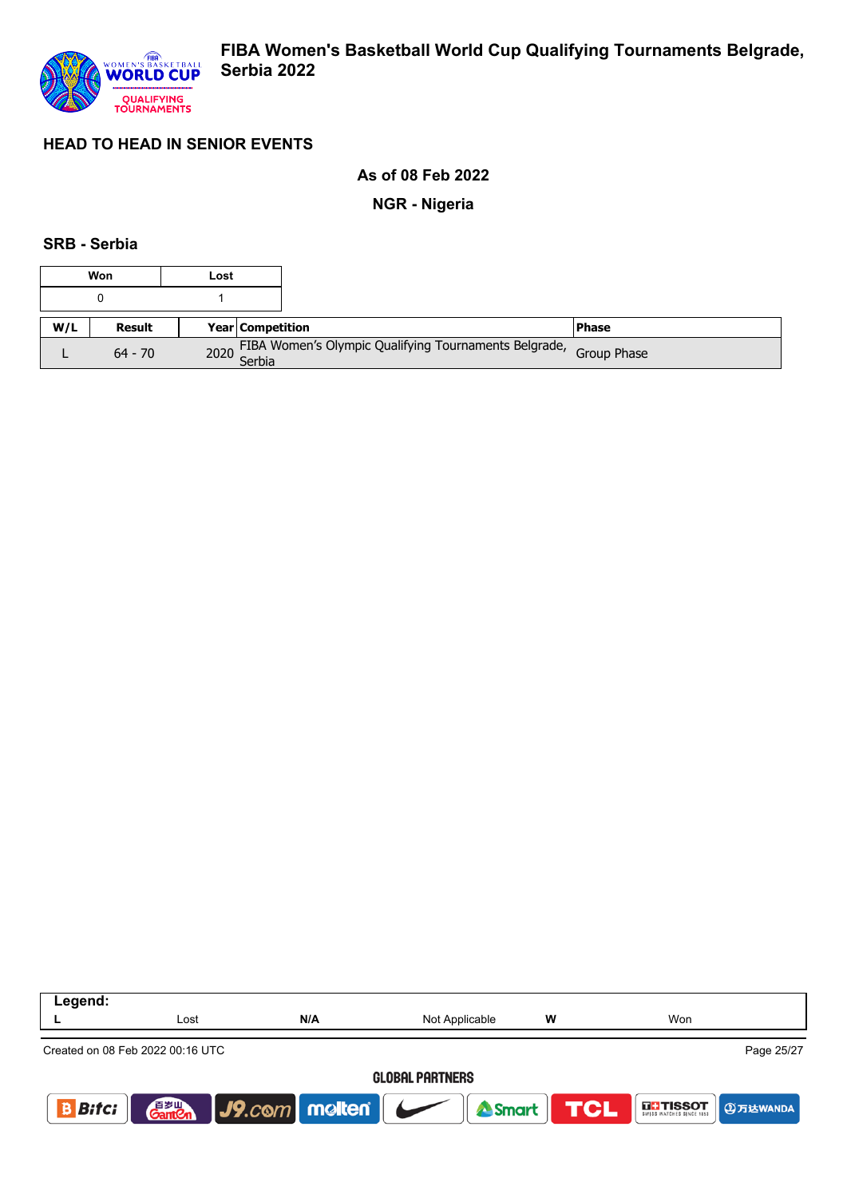## HEAD TO HEAD IN SENIOR EVENTS

**As of 08 Feb 2022**

**NGR - Nigeria**

### SRB - Serbia

| Won | Lost |
|---|---|
| 0 | 1 |

| W/L | Result | Year | Competition | Phase |
|---|---|---|---|---|
| L | 64 - 70 | 2020 | FIBA Women's Olympic Qualifying Tournaments Belgrade, Serbia | Group Phase |

| Legend: | | | | | |
|---|---|---|---|---|---|
| L | Lost | N/A | Not Applicable | W | Won |

Created on 08 Feb 2022 00:16 UTC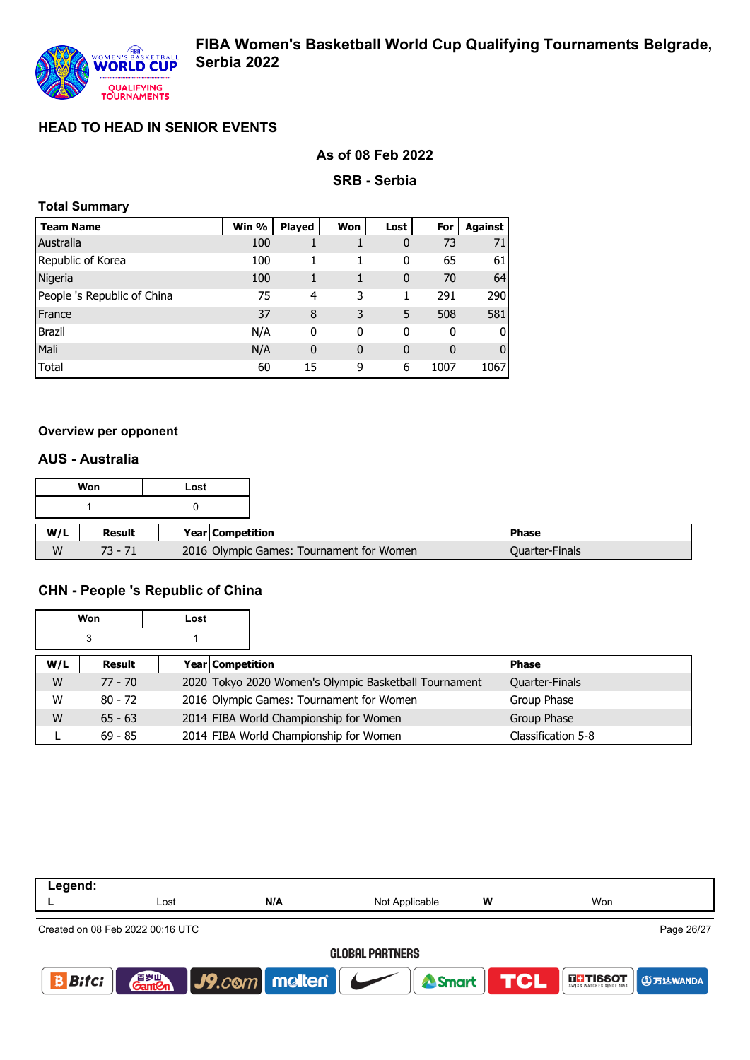# HEAD TO HEAD IN SENIOR EVENTS

### As of 08 Feb 2022

### SRB - Serbia

**Total Summary**

| Team Name | Win % | Played | Won | Lost | For | Against |
|---|---|---|---|---|---|---|
| Australia | 100 | 1 | 1 | 0 | 73 | 71 |
| Republic of Korea | 100 | 1 | 1 | 0 | 65 | 61 |
| Nigeria | 100 | 1 | 1 | 0 | 70 | 64 |
| People 's Republic of China | 75 | 4 | 3 | 1 | 291 | 290 |
| France | 37 | 8 | 3 | 5 | 508 | 581 |
| Brazil | N/A | 0 | 0 | 0 | 0 | 0 |
| Mali | N/A | 0 | 0 | 0 | 0 | 0 |
| Total | 60 | 15 | 9 | 6 | 1007 | 1067 |

**Overview per opponent**

## AUS - Australia

| Won | Lost |
|---|---|
| 1 | 0 |

| W/L | Result | Year | Competition | Phase |
|---|---|---|---|---|
| W | 73 - 71 | 2016 | Olympic Games: Tournament for Women | Quarter-Finals |

## CHN - People 's Republic of China

| Won | Lost |
|---|---|
| 3 | 1 |

| W/L | Result | Year | Competition | Phase |
|---|---|---|---|---|
| W | 77 - 70 | 2020 | Tokyo 2020 Women's Olympic Basketball Tournament | Quarter-Finals |
| W | 80 - 72 | 2016 | Olympic Games: Tournament for Women | Group Phase |
| W | 65 - 63 | 2014 | FIBA World Championship for Women | Group Phase |
| L | 69 - 85 | 2014 | FIBA World Championship for Women | Classification 5-8 |

**Legend:**

| L | Lost | N/A | Not Applicable | W | Won |
|---|---|---|---|---|---|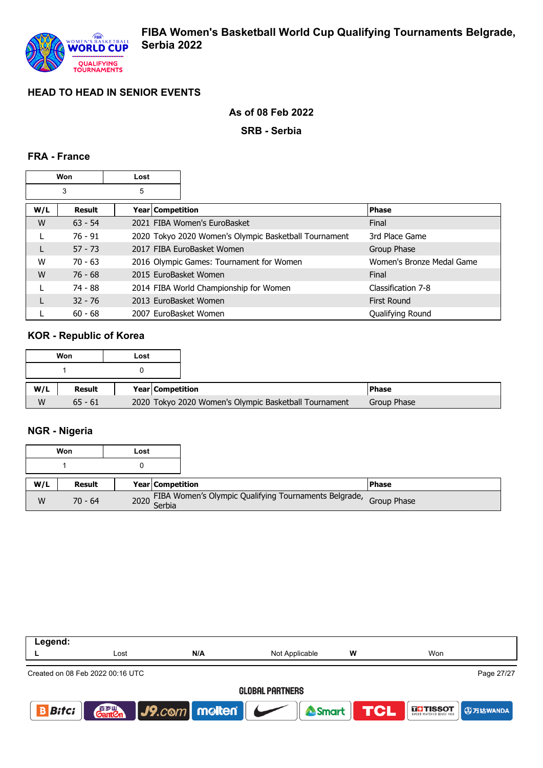# FIBA Women's Basketball World Cup Qualifying Tournaments Belgrade, Serbia 2022

## HEAD TO HEAD IN SENIOR EVENTS

**As of 08 Feb 2022**

**SRB - Serbia**

### FRA - France

| Won | Lost |
|---|---|
| 3 | 5 |

| W/L | Result | Year | Competition | Phase |
|---|---|---|---|---|
| W | 63 - 54 | 2021 | FIBA Women's EuroBasket | Final |
| L | 76 - 91 | 2020 | Tokyo 2020 Women's Olympic Basketball Tournament | 3rd Place Game |
| L | 57 - 73 | 2017 | FIBA EuroBasket Women | Group Phase |
| W | 70 - 63 | 2016 | Olympic Games: Tournament for Women | Women's Bronze Medal Game |
| W | 76 - 68 | 2015 | EuroBasket Women | Final |
| L | 74 - 88 | 2014 | FIBA World Championship for Women | Classification 7-8 |
| L | 32 - 76 | 2013 | EuroBasket Women | First Round |
| L | 60 - 68 | 2007 | EuroBasket Women | Qualifying Round |

### KOR - Republic of Korea

| Won | Lost |
|---|---|
| 1 | 0 |

| W/L | Result | Year | Competition | Phase |
|---|---|---|---|---|
| W | 65 - 61 | 2020 | Tokyo 2020 Women's Olympic Basketball Tournament | Group Phase |

### NGR - Nigeria

| Won | Lost |
|---|---|
| 1 | 0 |

| W/L | Result | Year | Competition | Phase |
|---|---|---|---|---|
| W | 70 - 64 | 2020 | FIBA Women's Olympic Qualifying Tournaments Belgrade, Serbia | Group Phase |

**Legend:**

| | | | | | |
|---|---|---|---|---|---|
| L | Lost | N/A | Not Applicable | W | Won |